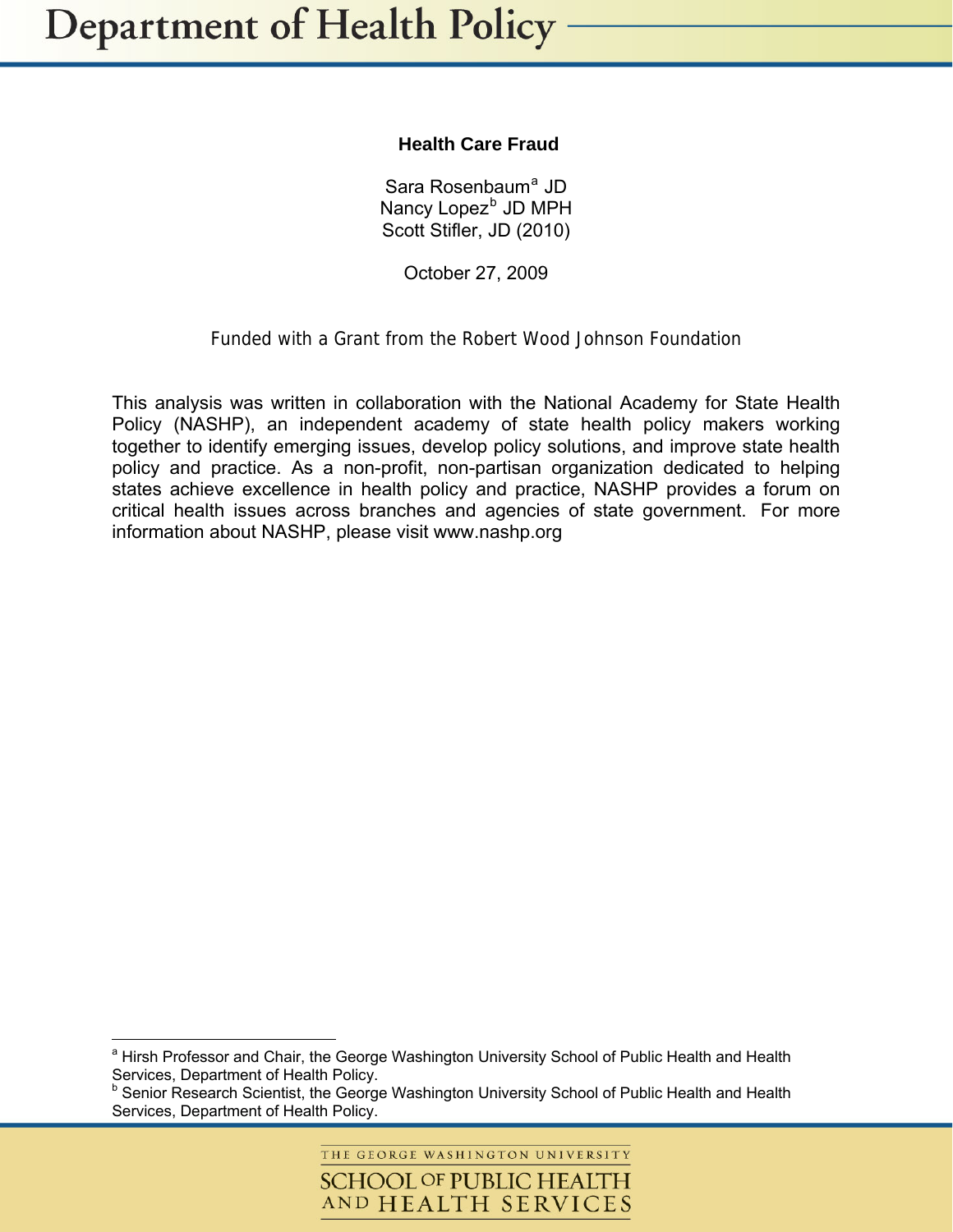# Department of Health Policy

## Health Care Fraud

Sara Rosenbaum[a] JD
Nancy Lopez[b] JD MPH
Scott Stifler, JD (2010)

October 27, 2009

Funded with a Grant from the Robert Wood Johnson Foundation

This analysis was written in collaboration with the National Academy for State Health Policy (NASHP), an independent academy of state health policy makers working together to identify emerging issues, develop policy solutions, and improve state health policy and practice. As a non-profit, non-partisan organization dedicated to helping states achieve excellence in health policy and practice, NASHP provides a forum on critical health issues across branches and agencies of state government. For more information about NASHP, please visit www.nashp.org

---

[a] Hirsh Professor and Chair, the George Washington University School of Public Health and Health Services, Department of Health Policy.
[b] Senior Research Scientist, the George Washington University School of Public Health and Health Services, Department of Health Policy.

THE GEORGE WASHINGTON UNIVERSITY
SCHOOL OF PUBLIC HEALTH AND HEALTH SERVICES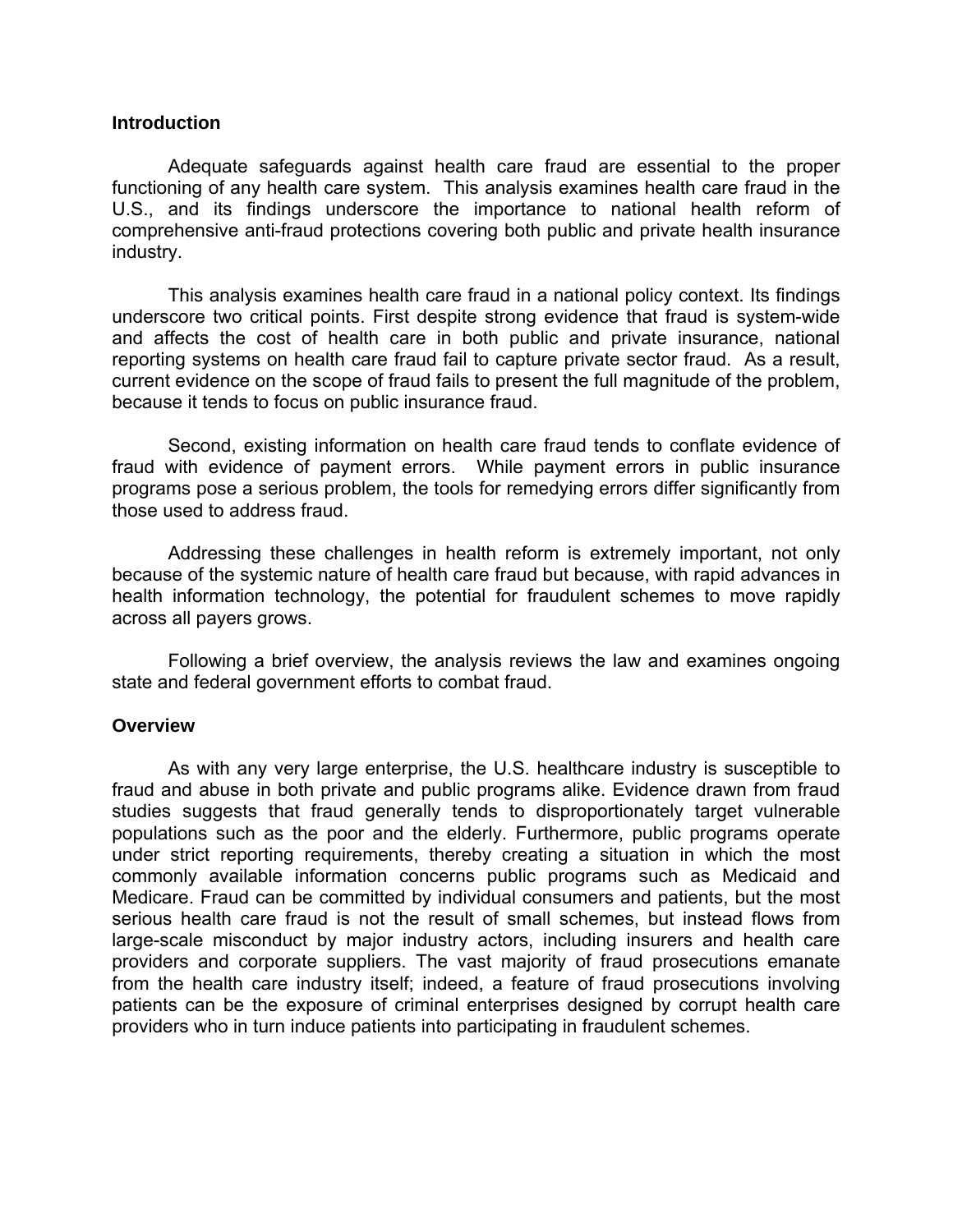## Introduction

Adequate safeguards against health care fraud are essential to the proper functioning of any health care system. This analysis examines health care fraud in the U.S., and its findings underscore the importance to national health reform of comprehensive anti-fraud protections covering both public and private health insurance industry.

This analysis examines health care fraud in a national policy context. Its findings underscore two critical points. First despite strong evidence that fraud is system-wide and affects the cost of health care in both public and private insurance, national reporting systems on health care fraud fail to capture private sector fraud. As a result, current evidence on the scope of fraud fails to present the full magnitude of the problem, because it tends to focus on public insurance fraud.

Second, existing information on health care fraud tends to conflate evidence of fraud with evidence of payment errors. While payment errors in public insurance programs pose a serious problem, the tools for remedying errors differ significantly from those used to address fraud.

Addressing these challenges in health reform is extremely important, not only because of the systemic nature of health care fraud but because, with rapid advances in health information technology, the potential for fraudulent schemes to move rapidly across all payers grows.

Following a brief overview, the analysis reviews the law and examines ongoing state and federal government efforts to combat fraud.

## Overview

As with any very large enterprise, the U.S. healthcare industry is susceptible to fraud and abuse in both private and public programs alike. Evidence drawn from fraud studies suggests that fraud generally tends to disproportionately target vulnerable populations such as the poor and the elderly. Furthermore, public programs operate under strict reporting requirements, thereby creating a situation in which the most commonly available information concerns public programs such as Medicaid and Medicare. Fraud can be committed by individual consumers and patients, but the most serious health care fraud is not the result of small schemes, but instead flows from large-scale misconduct by major industry actors, including insurers and health care providers and corporate suppliers. The vast majority of fraud prosecutions emanate from the health care industry itself; indeed, a feature of fraud prosecutions involving patients can be the exposure of criminal enterprises designed by corrupt health care providers who in turn induce patients into participating in fraudulent schemes.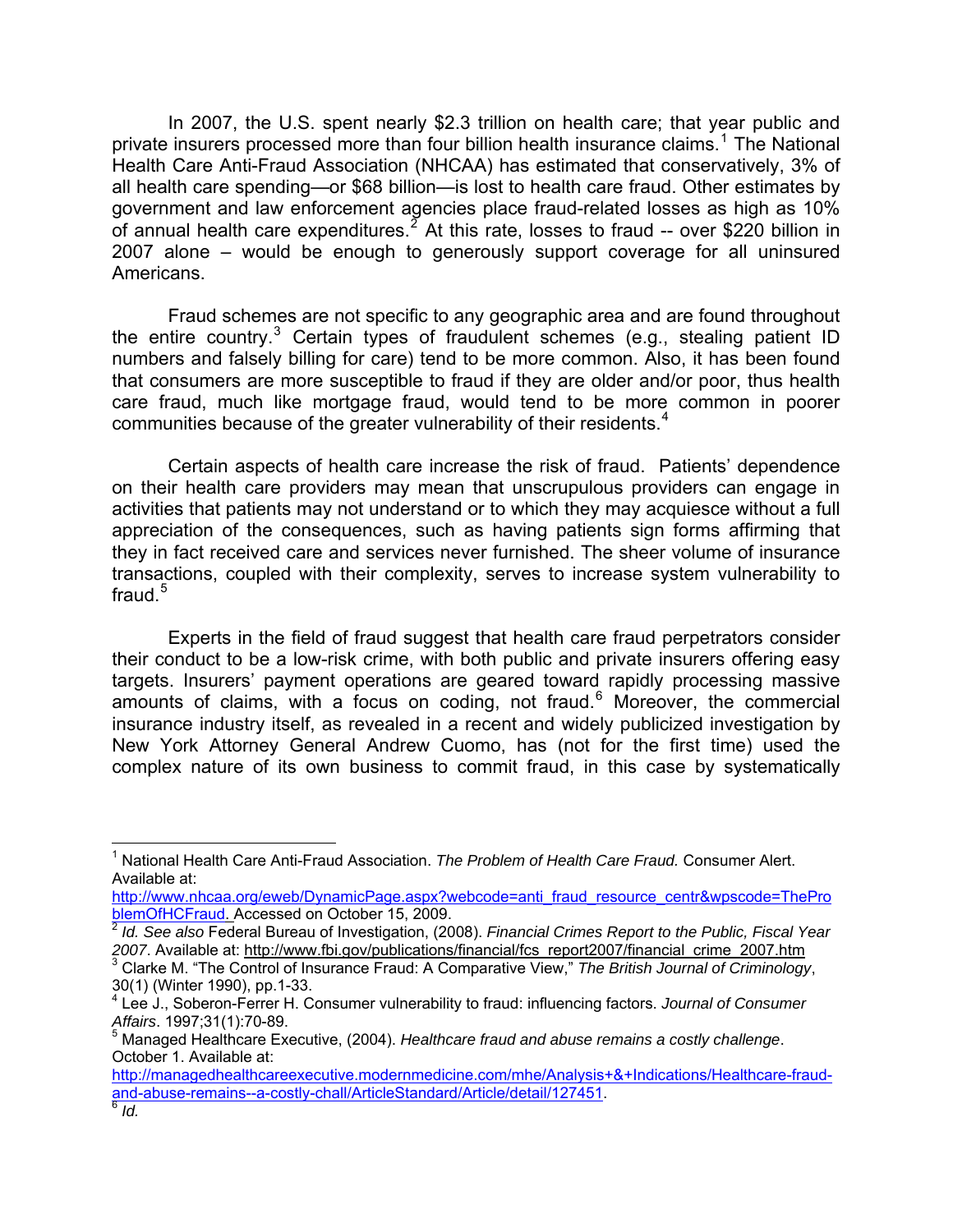In 2007, the U.S. spent nearly $2.3 trillion on health care; that year public and private insurers processed more than four billion health insurance claims.[1] The National Health Care Anti-Fraud Association (NHCAA) has estimated that conservatively, 3% of all health care spending—or $68 billion—is lost to health care fraud. Other estimates by government and law enforcement agencies place fraud-related losses as high as 10% of annual health care expenditures.[2] At this rate, losses to fraud -- over $220 billion in 2007 alone – would be enough to generously support coverage for all uninsured Americans.

Fraud schemes are not specific to any geographic area and are found throughout the entire country.[3] Certain types of fraudulent schemes (e.g., stealing patient ID numbers and falsely billing for care) tend to be more common. Also, it has been found that consumers are more susceptible to fraud if they are older and/or poor, thus health care fraud, much like mortgage fraud, would tend to be more common in poorer communities because of the greater vulnerability of their residents.[4]

Certain aspects of health care increase the risk of fraud. Patients' dependence on their health care providers may mean that unscrupulous providers can engage in activities that patients may not understand or to which they may acquiesce without a full appreciation of the consequences, such as having patients sign forms affirming that they in fact received care and services never furnished. The sheer volume of insurance transactions, coupled with their complexity, serves to increase system vulnerability to fraud.[5]

Experts in the field of fraud suggest that health care fraud perpetrators consider their conduct to be a low-risk crime, with both public and private insurers offering easy targets. Insurers' payment operations are geared toward rapidly processing massive amounts of claims, with a focus on coding, not fraud.[6] Moreover, the commercial insurance industry itself, as revealed in a recent and widely publicized investigation by New York Attorney General Andrew Cuomo, has (not for the first time) used the complex nature of its own business to commit fraud, in this case by systematically

---

[1] National Health Care Anti-Fraud Association. *The Problem of Health Care Fraud.* Consumer Alert. Available at: http://www.nhcaa.org/eweb/DynamicPage.aspx?webcode=anti_fraud_resource_centr&wpscode=TheProblemOfHCFraud. Accessed on October 15, 2009.

[2] *Id. See also* Federal Bureau of Investigation, (2008). *Financial Crimes Report to the Public, Fiscal Year 2007*. Available at: http://www.fbi.gov/publications/financial/fcs_report2007/financial_crime_2007.htm

[3] Clarke M. "The Control of Insurance Fraud: A Comparative View," *The British Journal of Criminology*, 30(1) (Winter 1990), pp.1-33.

[4] Lee J., Soberon-Ferrer H. Consumer vulnerability to fraud: influencing factors. *Journal of Consumer Affairs*. 1997;31(1):70-89.

[5] Managed Healthcare Executive, (2004). *Healthcare fraud and abuse remains a costly challenge*. October 1. Available at: http://managedhealthcareexecutive.modernmedicine.com/mhe/Analysis+&+Indications/Healthcare-fraud-and-abuse-remains--a-costly-chall/ArticleStandard/Article/detail/127451.

[6] *Id.*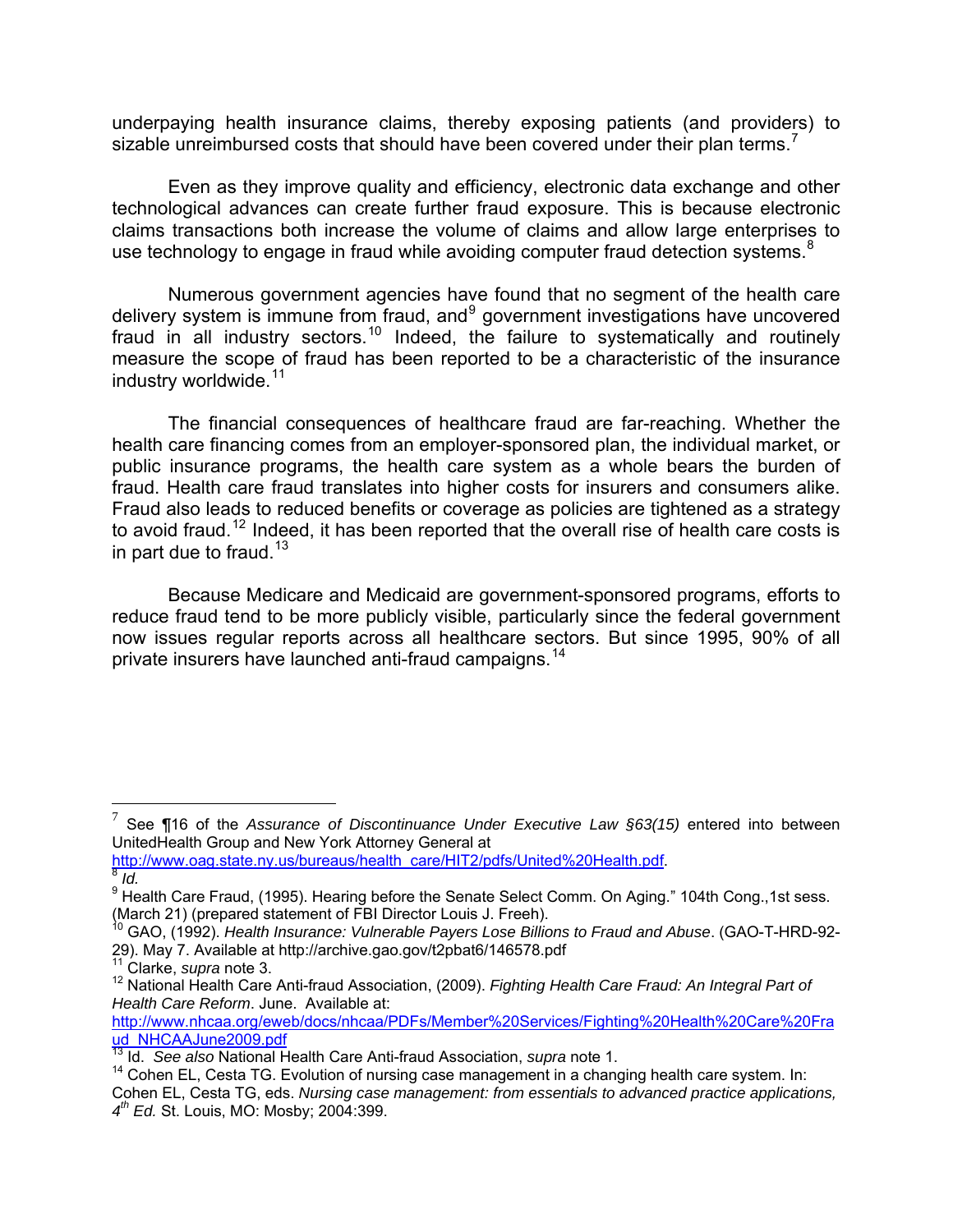underpaying health insurance claims, thereby exposing patients (and providers) to sizable unreimbursed costs that should have been covered under their plan terms.[7]

Even as they improve quality and efficiency, electronic data exchange and other technological advances can create further fraud exposure. This is because electronic claims transactions both increase the volume of claims and allow large enterprises to use technology to engage in fraud while avoiding computer fraud detection systems.[8]

Numerous government agencies have found that no segment of the health care delivery system is immune from fraud, and[9] government investigations have uncovered fraud in all industry sectors.[10] Indeed, the failure to systematically and routinely measure the scope of fraud has been reported to be a characteristic of the insurance industry worldwide.[11]

The financial consequences of healthcare fraud are far-reaching. Whether the health care financing comes from an employer-sponsored plan, the individual market, or public insurance programs, the health care system as a whole bears the burden of fraud. Health care fraud translates into higher costs for insurers and consumers alike. Fraud also leads to reduced benefits or coverage as policies are tightened as a strategy to avoid fraud.[12] Indeed, it has been reported that the overall rise of health care costs is in part due to fraud.[13]

Because Medicare and Medicaid are government-sponsored programs, efforts to reduce fraud tend to be more publicly visible, particularly since the federal government now issues regular reports across all healthcare sectors. But since 1995, 90% of all private insurers have launched anti-fraud campaigns.[14]

---

[7] See ¶16 of the *Assurance of Discontinuance Under Executive Law §63(15)* entered into between UnitedHealth Group and New York Attorney General at http://www.oag.state.ny.us/bureaus/health_care/HIT2/pdfs/United%20Health.pdf.

[8] *Id.*

[9] Health Care Fraud, (1995). Hearing before the Senate Select Comm. On Aging." 104th Cong.,1st sess. (March 21) (prepared statement of FBI Director Louis J. Freeh).

[10] GAO, (1992). *Health Insurance: Vulnerable Payers Lose Billions to Fraud and Abuse*. (GAO-T-HRD-92-29). May 7. Available at http://archive.gao.gov/t2pbat6/146578.pdf

[11] Clarke, *supra* note 3.

[12] National Health Care Anti-fraud Association, (2009). *Fighting Health Care Fraud: An Integral Part of Health Care Reform*. June. Available at: http://www.nhcaa.org/eweb/docs/nhcaa/PDFs/Member%20Services/Fighting%20Health%20Care%20Fraud_NHCAAJune2009.pdf

[13] Id. *See also* National Health Care Anti-fraud Association, *supra* note 1.

[14] Cohen EL, Cesta TG. Evolution of nursing case management in a changing health care system. In: Cohen EL, Cesta TG, eds. *Nursing case management: from essentials to advanced practice applications, 4th Ed.* St. Louis, MO: Mosby; 2004:399.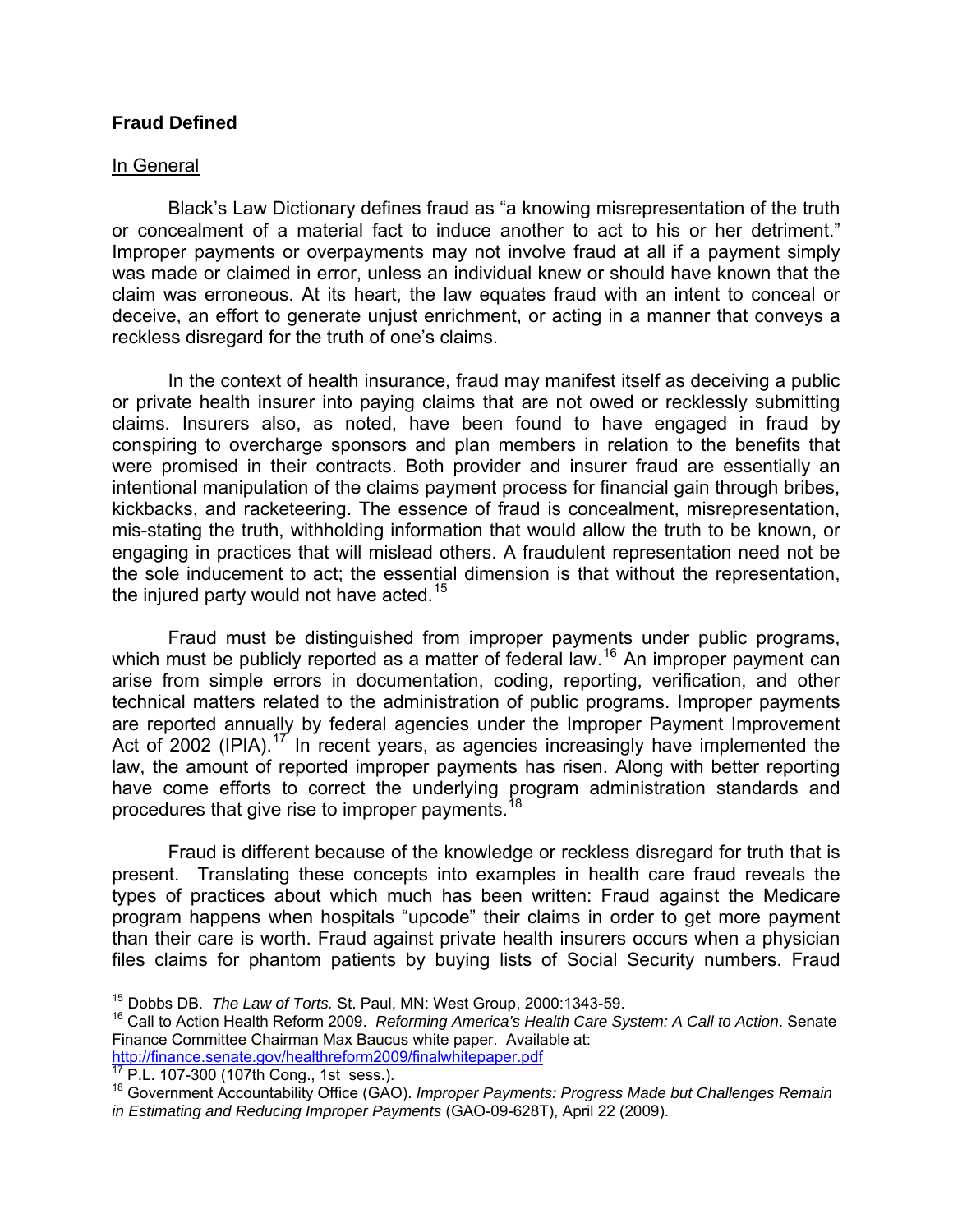### Fraud Defined

In General

Black's Law Dictionary defines fraud as "a knowing misrepresentation of the truth or concealment of a material fact to induce another to act to his or her detriment." Improper payments or overpayments may not involve fraud at all if a payment simply was made or claimed in error, unless an individual knew or should have known that the claim was erroneous. At its heart, the law equates fraud with an intent to conceal or deceive, an effort to generate unjust enrichment, or acting in a manner that conveys a reckless disregard for the truth of one's claims.

In the context of health insurance, fraud may manifest itself as deceiving a public or private health insurer into paying claims that are not owed or recklessly submitting claims. Insurers also, as noted, have been found to have engaged in fraud by conspiring to overcharge sponsors and plan members in relation to the benefits that were promised in their contracts. Both provider and insurer fraud are essentially an intentional manipulation of the claims payment process for financial gain through bribes, kickbacks, and racketeering. The essence of fraud is concealment, misrepresentation, mis-stating the truth, withholding information that would allow the truth to be known, or engaging in practices that will mislead others. A fraudulent representation need not be the sole inducement to act; the essential dimension is that without the representation, the injured party would not have acted.[15]

Fraud must be distinguished from improper payments under public programs, which must be publicly reported as a matter of federal law.[16] An improper payment can arise from simple errors in documentation, coding, reporting, verification, and other technical matters related to the administration of public programs. Improper payments are reported annually by federal agencies under the Improper Payment Improvement Act of 2002 (IPIA).[17] In recent years, as agencies increasingly have implemented the law, the amount of reported improper payments has risen. Along with better reporting have come efforts to correct the underlying program administration standards and procedures that give rise to improper payments.[18]

Fraud is different because of the knowledge or reckless disregard for truth that is present. Translating these concepts into examples in health care fraud reveals the types of practices about which much has been written: Fraud against the Medicare program happens when hospitals "upcode" their claims in order to get more payment than their care is worth. Fraud against private health insurers occurs when a physician files claims for phantom patients by buying lists of Social Security numbers. Fraud

---

[15] Dobbs DB. *The Law of Torts.* St. Paul, MN: West Group, 2000:1343-59.

[16] Call to Action Health Reform 2009. *Reforming America's Health Care System: A Call to Action*. Senate Finance Committee Chairman Max Baucus white paper. Available at: http://finance.senate.gov/healthreform2009/finalwhitepaper.pdf

[17] P.L. 107-300 (107th Cong., 1st sess.).

[18] Government Accountability Office (GAO). *Improper Payments: Progress Made but Challenges Remain in Estimating and Reducing Improper Payments* (GAO-09-628T), April 22 (2009).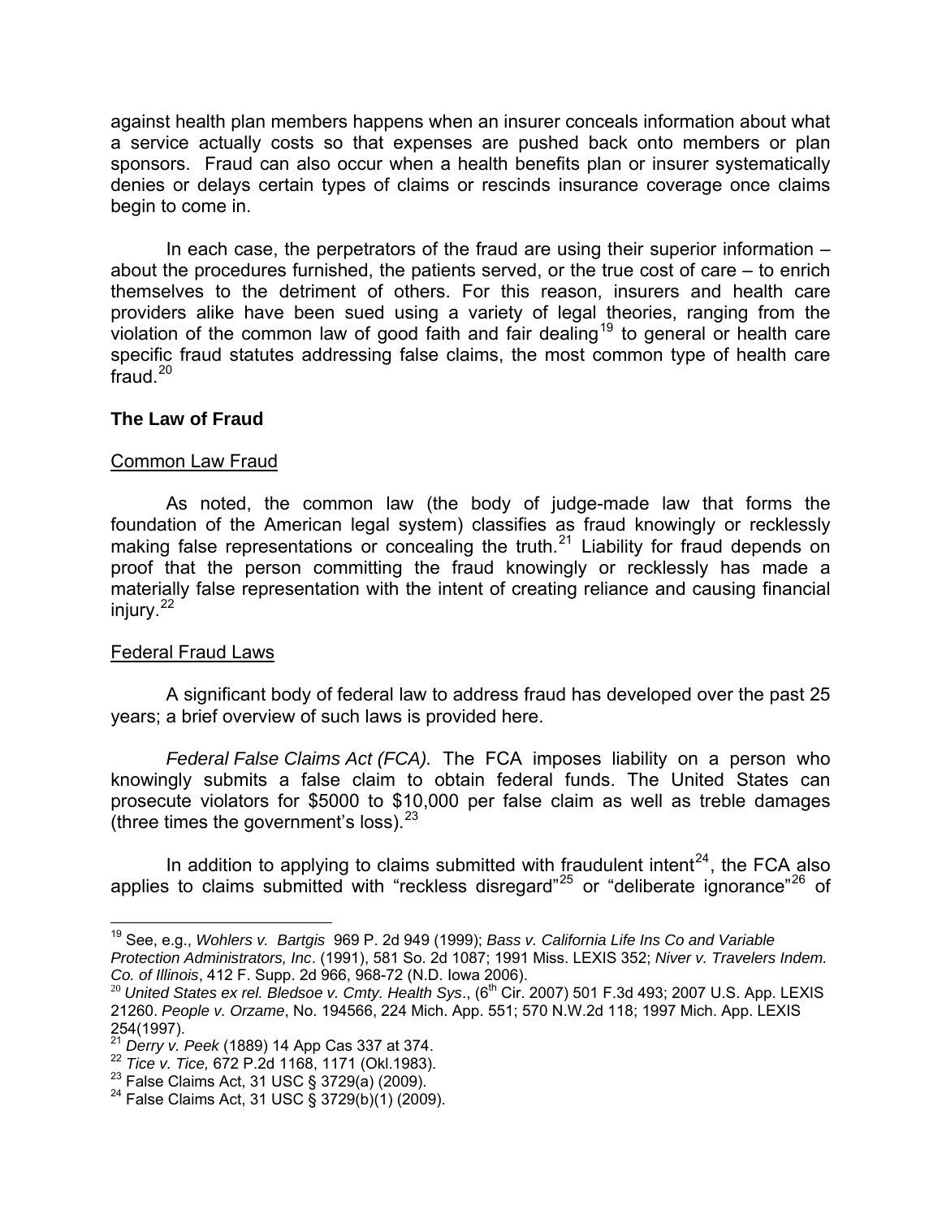against health plan members happens when an insurer conceals information about what a service actually costs so that expenses are pushed back onto members or plan sponsors. Fraud can also occur when a health benefits plan or insurer systematically denies or delays certain types of claims or rescinds insurance coverage once claims begin to come in.

In each case, the perpetrators of the fraud are using their superior information – about the procedures furnished, the patients served, or the true cost of care – to enrich themselves to the detriment of others. For this reason, insurers and health care providers alike have been sued using a variety of legal theories, ranging from the violation of the common law of good faith and fair dealing[19] to general or health care specific fraud statutes addressing false claims, the most common type of health care fraud.[20]

### The Law of Fraud

#### Common Law Fraud

As noted, the common law (the body of judge-made law that forms the foundation of the American legal system) classifies as fraud knowingly or recklessly making false representations or concealing the truth.[21] Liability for fraud depends on proof that the person committing the fraud knowingly or recklessly has made a materially false representation with the intent of creating reliance and causing financial injury.[22]

#### Federal Fraud Laws

A significant body of federal law to address fraud has developed over the past 25 years; a brief overview of such laws is provided here.

*Federal False Claims Act (FCA).* The FCA imposes liability on a person who knowingly submits a false claim to obtain federal funds. The United States can prosecute violators for $5000 to $10,000 per false claim as well as treble damages (three times the government's loss).[23]

In addition to applying to claims submitted with fraudulent intent[24], the FCA also applies to claims submitted with "reckless disregard"[25] or "deliberate ignorance"[26] of

---

[19] See, e.g., *Wohlers v. Bartgis* 969 P. 2d 949 (1999); *Bass v. California Life Ins Co and Variable Protection Administrators, Inc*. (1991), 581 So. 2d 1087; 1991 Miss. LEXIS 352; *Niver v. Travelers Indem. Co. of Illinois*, 412 F. Supp. 2d 966, 968-72 (N.D. Iowa 2006).

[20] *United States ex rel. Bledsoe v. Cmty. Health Sys*., (6th Cir. 2007) 501 F.3d 493; 2007 U.S. App. LEXIS 21260. *People v. Orzame*, No. 194566, 224 Mich. App. 551; 570 N.W.2d 118; 1997 Mich. App. LEXIS 254(1997).

[21] *Derry v. Peek* (1889) 14 App Cas 337 at 374.

[22] *Tice v. Tice,* 672 P.2d 1168, 1171 (Okl.1983).

[23] False Claims Act, 31 USC § 3729(a) (2009).

[24] False Claims Act, 31 USC § 3729(b)(1) (2009).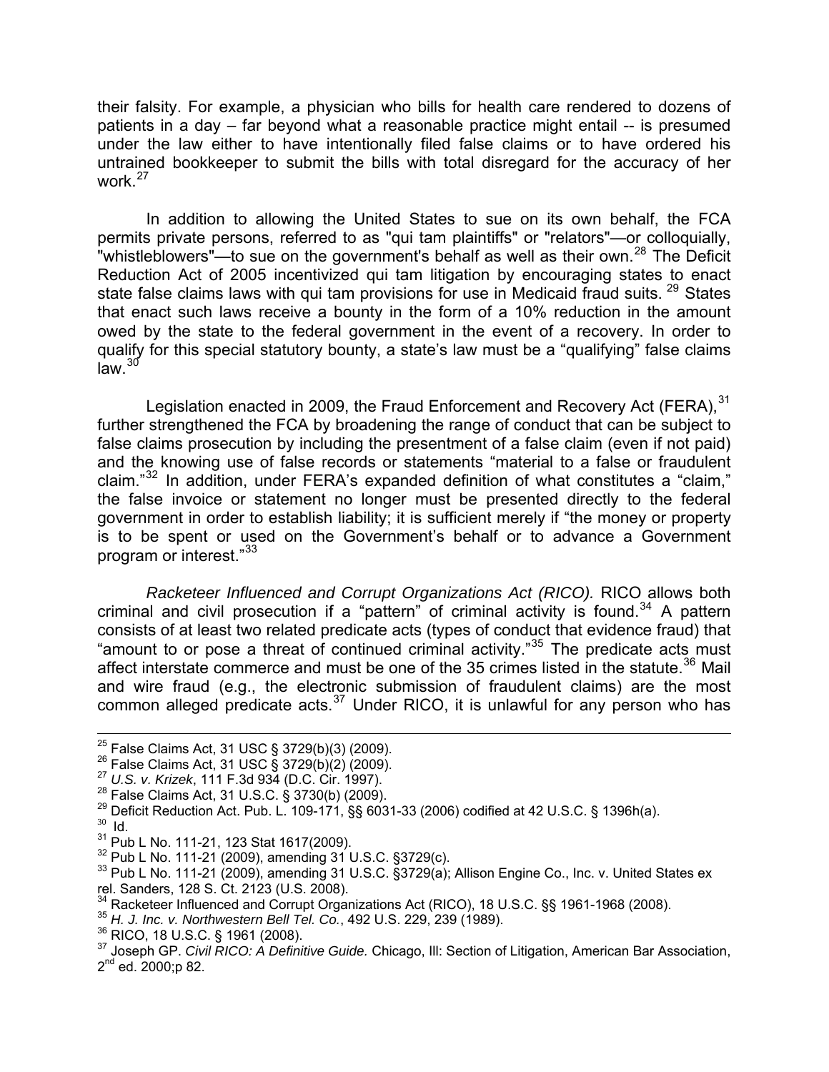their falsity. For example, a physician who bills for health care rendered to dozens of patients in a day – far beyond what a reasonable practice might entail -- is presumed under the law either to have intentionally filed false claims or to have ordered his untrained bookkeeper to submit the bills with total disregard for the accuracy of her work.[27]

In addition to allowing the United States to sue on its own behalf, the FCA permits private persons, referred to as "qui tam plaintiffs" or "relators"—or colloquially, "whistleblowers"—to sue on the government's behalf as well as their own.[28] The Deficit Reduction Act of 2005 incentivized qui tam litigation by encouraging states to enact state false claims laws with qui tam provisions for use in Medicaid fraud suits. [29] States that enact such laws receive a bounty in the form of a 10% reduction in the amount owed by the state to the federal government in the event of a recovery. In order to qualify for this special statutory bounty, a state's law must be a "qualifying" false claims law.[30]

Legislation enacted in 2009, the Fraud Enforcement and Recovery Act (FERA),[31] further strengthened the FCA by broadening the range of conduct that can be subject to false claims prosecution by including the presentment of a false claim (even if not paid) and the knowing use of false records or statements "material to a false or fraudulent claim."[32] In addition, under FERA's expanded definition of what constitutes a "claim," the false invoice or statement no longer must be presented directly to the federal government in order to establish liability; it is sufficient merely if "the money or property is to be spent or used on the Government's behalf or to advance a Government program or interest."[33]

*Racketeer Influenced and Corrupt Organizations Act (RICO).* RICO allows both criminal and civil prosecution if a "pattern" of criminal activity is found.[34] A pattern consists of at least two related predicate acts (types of conduct that evidence fraud) that "amount to or pose a threat of continued criminal activity."[35] The predicate acts must affect interstate commerce and must be one of the 35 crimes listed in the statute.[36] Mail and wire fraud (e.g., the electronic submission of fraudulent claims) are the most common alleged predicate acts.[37] Under RICO, it is unlawful for any person who has

---

[25] False Claims Act, 31 USC § 3729(b)(3) (2009).
[26] False Claims Act, 31 USC § 3729(b)(2) (2009).
[27] *U.S. v. Krizek*, 111 F.3d 934 (D.C. Cir. 1997).
[28] False Claims Act, 31 U.S.C. § 3730(b) (2009).
[29] Deficit Reduction Act. Pub. L. 109-171, §§ 6031-33 (2006) codified at 42 U.S.C. § 1396h(a).
[30] Id.
[31] Pub L No. 111-21, 123 Stat 1617(2009).
[32] Pub L No. 111-21 (2009), amending 31 U.S.C. §3729(c).
[33] Pub L No. 111-21 (2009), amending 31 U.S.C. §3729(a); Allison Engine Co., Inc. v. United States ex rel. Sanders, 128 S. Ct. 2123 (U.S. 2008).
[34] Racketeer Influenced and Corrupt Organizations Act (RICO), 18 U.S.C. §§ 1961-1968 (2008).
[35] *H. J. Inc. v. Northwestern Bell Tel. Co.*, 492 U.S. 229, 239 (1989).
[36] RICO, 18 U.S.C. § 1961 (2008).
[37] Joseph GP. *Civil RICO: A Definitive Guide.* Chicago, Ill: Section of Litigation, American Bar Association, 2nd ed. 2000;p 82.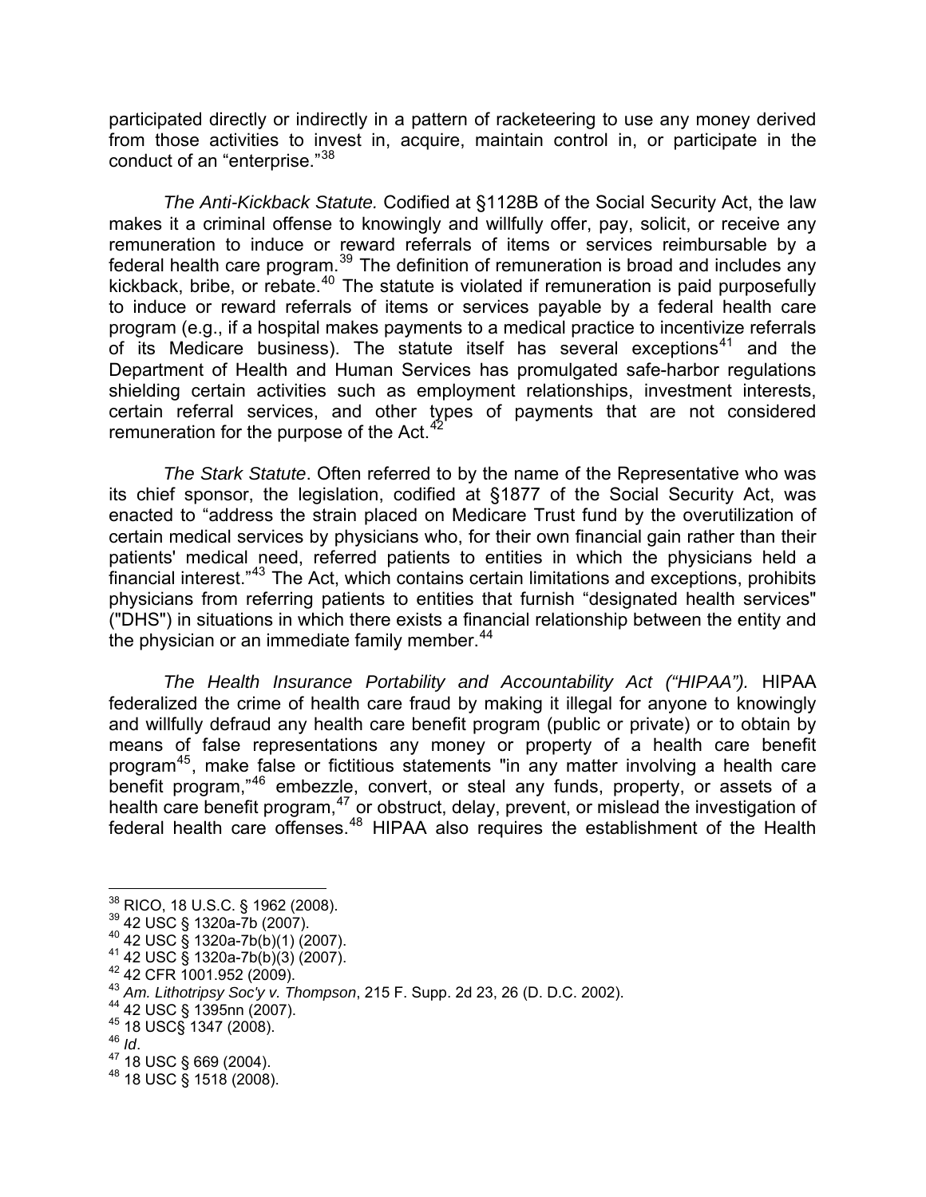participated directly or indirectly in a pattern of racketeering to use any money derived from those activities to invest in, acquire, maintain control in, or participate in the conduct of an "enterprise."[38]

*The Anti-Kickback Statute.* Codified at §1128B of the Social Security Act, the law makes it a criminal offense to knowingly and willfully offer, pay, solicit, or receive any remuneration to induce or reward referrals of items or services reimbursable by a federal health care program.[39] The definition of remuneration is broad and includes any kickback, bribe, or rebate.[40] The statute is violated if remuneration is paid purposefully to induce or reward referrals of items or services payable by a federal health care program (e.g., if a hospital makes payments to a medical practice to incentivize referrals of its Medicare business). The statute itself has several exceptions[41] and the Department of Health and Human Services has promulgated safe-harbor regulations shielding certain activities such as employment relationships, investment interests, certain referral services, and other types of payments that are not considered remuneration for the purpose of the Act.[42]

*The Stark Statute*. Often referred to by the name of the Representative who was its chief sponsor, the legislation, codified at §1877 of the Social Security Act, was enacted to "address the strain placed on Medicare Trust fund by the overutilization of certain medical services by physicians who, for their own financial gain rather than their patients' medical need, referred patients to entities in which the physicians held a financial interest."[43] The Act, which contains certain limitations and exceptions, prohibits physicians from referring patients to entities that furnish "designated health services" ("DHS") in situations in which there exists a financial relationship between the entity and the physician or an immediate family member.[44]

*The Health Insurance Portability and Accountability Act ("HIPAA").* HIPAA federalized the crime of health care fraud by making it illegal for anyone to knowingly and willfully defraud any health care benefit program (public or private) or to obtain by means of false representations any money or property of a health care benefit program[45], make false or fictitious statements "in any matter involving a health care benefit program,"[46] embezzle, convert, or steal any funds, property, or assets of a health care benefit program,[47] or obstruct, delay, prevent, or mislead the investigation of federal health care offenses.[48] HIPAA also requires the establishment of the Health

---

[38] RICO, 18 U.S.C. § 1962 (2008).
[39] 42 USC § 1320a-7b (2007).
[40] 42 USC § 1320a-7b(b)(1) (2007).
[41] 42 USC § 1320a-7b(b)(3) (2007).
[42] 42 CFR 1001.952 (2009).
[43] *Am. Lithotripsy Soc'y v. Thompson*, 215 F. Supp. 2d 23, 26 (D. D.C. 2002).
[44] 42 USC § 1395nn (2007).
[45] 18 USC§ 1347 (2008).
[46] *Id*.
[47] 18 USC § 669 (2004).
[48] 18 USC § 1518 (2008).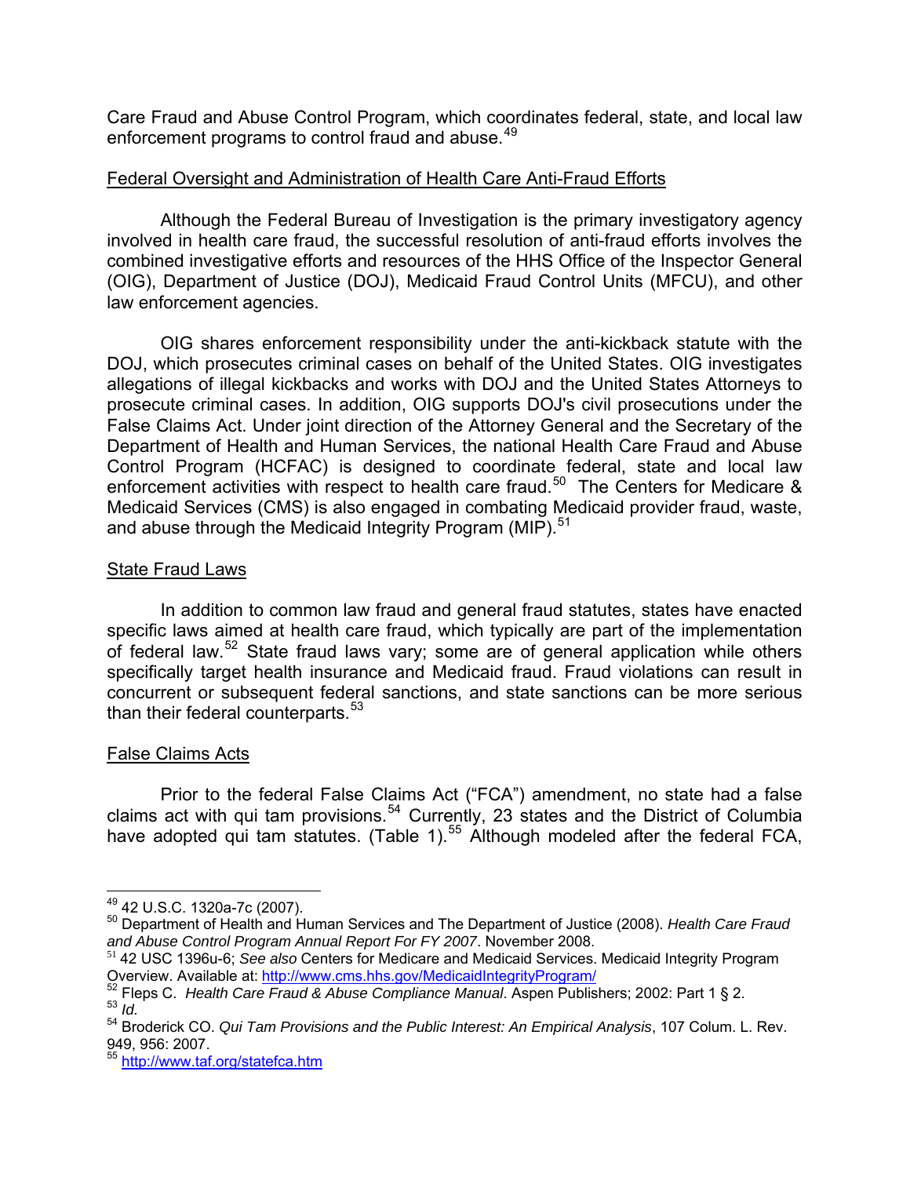Care Fraud and Abuse Control Program, which coordinates federal, state, and local law enforcement programs to control fraud and abuse.[49]

## Federal Oversight and Administration of Health Care Anti-Fraud Efforts

Although the Federal Bureau of Investigation is the primary investigatory agency involved in health care fraud, the successful resolution of anti-fraud efforts involves the combined investigative efforts and resources of the HHS Office of the Inspector General (OIG), Department of Justice (DOJ), Medicaid Fraud Control Units (MFCU), and other law enforcement agencies.

OIG shares enforcement responsibility under the anti-kickback statute with the DOJ, which prosecutes criminal cases on behalf of the United States. OIG investigates allegations of illegal kickbacks and works with DOJ and the United States Attorneys to prosecute criminal cases. In addition, OIG supports DOJ's civil prosecutions under the False Claims Act. Under joint direction of the Attorney General and the Secretary of the Department of Health and Human Services, the national Health Care Fraud and Abuse Control Program (HCFAC) is designed to coordinate federal, state and local law enforcement activities with respect to health care fraud.[50] The Centers for Medicare & Medicaid Services (CMS) is also engaged in combating Medicaid provider fraud, waste, and abuse through the Medicaid Integrity Program (MIP).[51]

## State Fraud Laws

In addition to common law fraud and general fraud statutes, states have enacted specific laws aimed at health care fraud, which typically are part of the implementation of federal law.[52] State fraud laws vary; some are of general application while others specifically target health insurance and Medicaid fraud. Fraud violations can result in concurrent or subsequent federal sanctions, and state sanctions can be more serious than their federal counterparts.[53]

## False Claims Acts

Prior to the federal False Claims Act ("FCA") amendment, no state had a false claims act with qui tam provisions.[54] Currently, 23 states and the District of Columbia have adopted qui tam statutes. (Table 1).[55] Although modeled after the federal FCA,

---

[49] 42 U.S.C. 1320a-7c (2007).

[50] Department of Health and Human Services and The Department of Justice (2008). *Health Care Fraud and Abuse Control Program Annual Report For FY 2007*. November 2008.

[51] 42 USC 1396u-6; *See also* Centers for Medicare and Medicaid Services. Medicaid Integrity Program Overview. Available at: http://www.cms.hhs.gov/MedicaidIntegrityProgram/

[52] Fleps C. *Health Care Fraud & Abuse Compliance Manual*. Aspen Publishers; 2002: Part 1 § 2.

[53] *Id.*

[54] Broderick CO. *Qui Tam Provisions and the Public Interest: An Empirical Analysis*, 107 Colum. L. Rev. 949, 956: 2007.

[55] http://www.taf.org/statefca.htm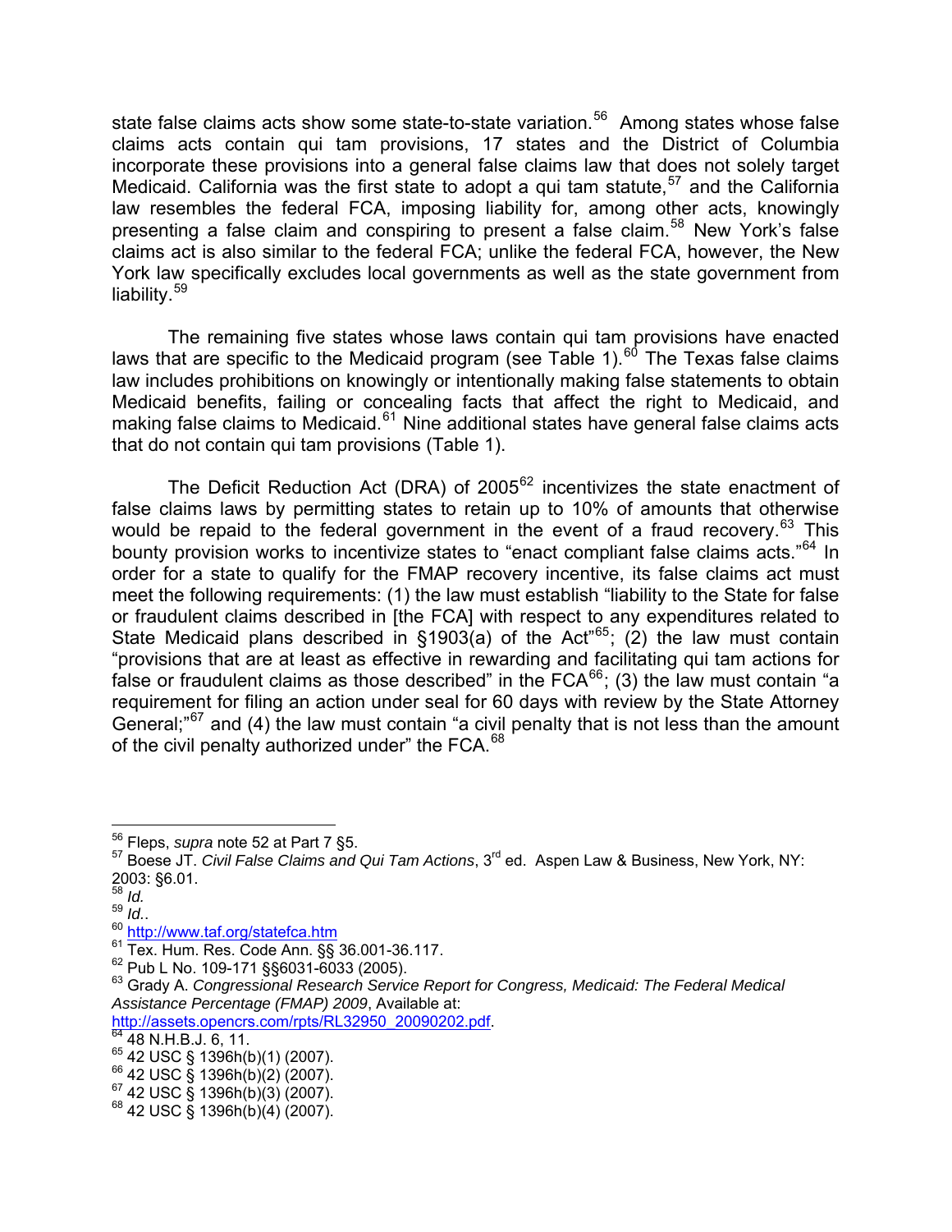state false claims acts show some state-to-state variation.[56] Among states whose false claims acts contain qui tam provisions, 17 states and the District of Columbia incorporate these provisions into a general false claims law that does not solely target Medicaid. California was the first state to adopt a qui tam statute,[57] and the California law resembles the federal FCA, imposing liability for, among other acts, knowingly presenting a false claim and conspiring to present a false claim.[58] New York's false claims act is also similar to the federal FCA; unlike the federal FCA, however, the New York law specifically excludes local governments as well as the state government from liability.[59]

The remaining five states whose laws contain qui tam provisions have enacted laws that are specific to the Medicaid program (see Table 1).[60] The Texas false claims law includes prohibitions on knowingly or intentionally making false statements to obtain Medicaid benefits, failing or concealing facts that affect the right to Medicaid, and making false claims to Medicaid.[61] Nine additional states have general false claims acts that do not contain qui tam provisions (Table 1).

The Deficit Reduction Act (DRA) of 2005[62] incentivizes the state enactment of false claims laws by permitting states to retain up to 10% of amounts that otherwise would be repaid to the federal government in the event of a fraud recovery.[63] This bounty provision works to incentivize states to "enact compliant false claims acts."[64] In order for a state to qualify for the FMAP recovery incentive, its false claims act must meet the following requirements: (1) the law must establish "liability to the State for false or fraudulent claims described in [the FCA] with respect to any expenditures related to State Medicaid plans described in §1903(a) of the Act"[65]; (2) the law must contain "provisions that are at least as effective in rewarding and facilitating qui tam actions for false or fraudulent claims as those described" in the FCA[66]; (3) the law must contain "a requirement for filing an action under seal for 60 days with review by the State Attorney General;"[67] and (4) the law must contain "a civil penalty that is not less than the amount of the civil penalty authorized under" the FCA.[68]

---

[56] Fleps, *supra* note 52 at Part 7 §5.

[57] Boese JT. *Civil False Claims and Qui Tam Actions*, 3rd ed. Aspen Law & Business, New York, NY: 2003: §6.01.

[58] *Id.*

[59] *Id.*.

[60] http://www.taf.org/statefca.htm

[61] Tex. Hum. Res. Code Ann. §§ 36.001-36.117.

[62] Pub L No. 109-171 §§6031-6033 (2005).

[63] Grady A. *Congressional Research Service Report for Congress, Medicaid: The Federal Medical Assistance Percentage (FMAP) 2009*, Available at: http://assets.opencrs.com/rpts/RL32950_20090202.pdf.

[64] 48 N.H.B.J. 6, 11.

[65] 42 USC § 1396h(b)(1) (2007).

[66] 42 USC § 1396h(b)(2) (2007).

[67] 42 USC § 1396h(b)(3) (2007).

[68] 42 USC § 1396h(b)(4) (2007).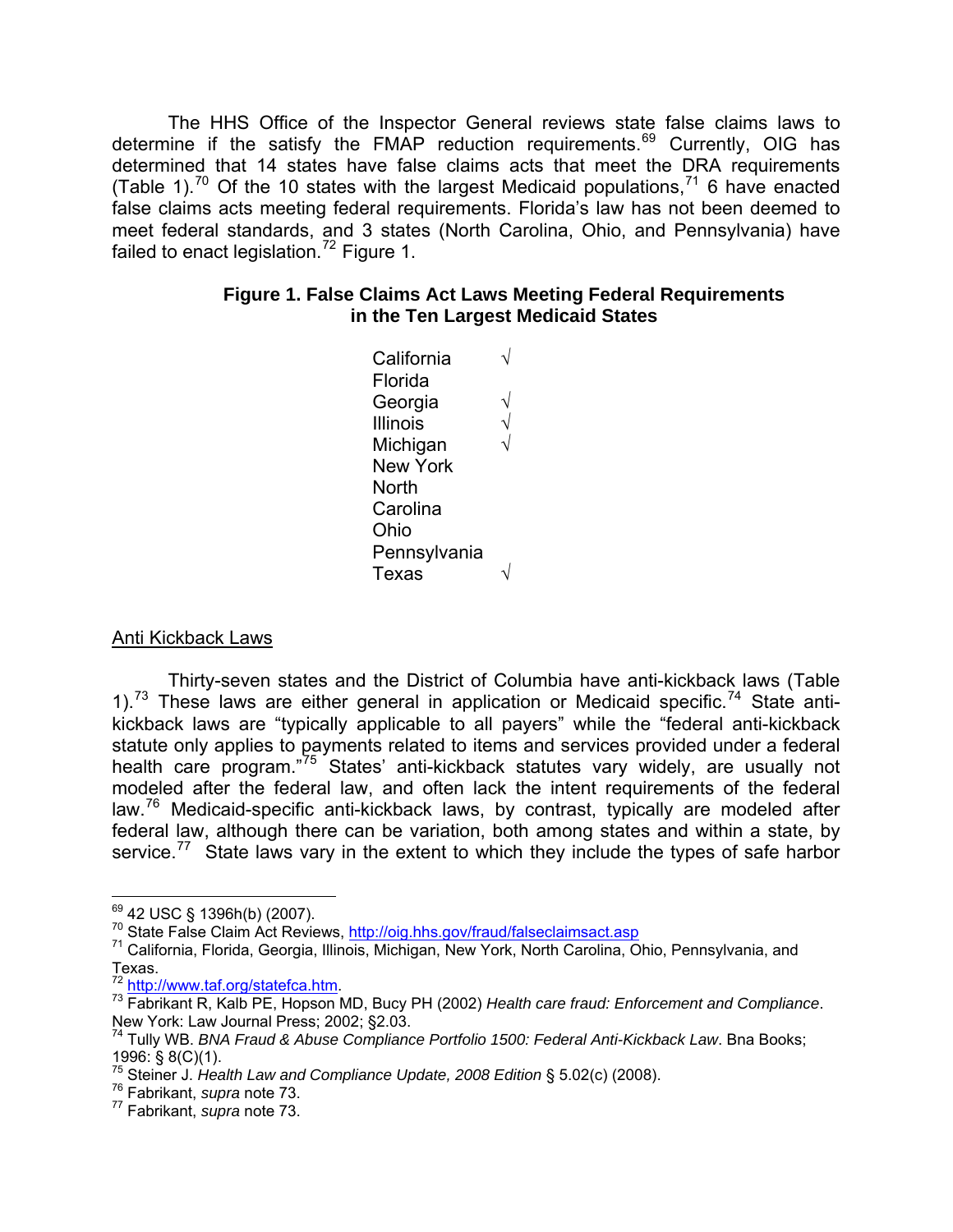The HHS Office of the Inspector General reviews state false claims laws to determine if the satisfy the FMAP reduction requirements.[69] Currently, OIG has determined that 14 states have false claims acts that meet the DRA requirements (Table 1).[70] Of the 10 states with the largest Medicaid populations,[71] 6 have enacted false claims acts meeting federal requirements. Florida's law has not been deemed to meet federal standards, and 3 states (North Carolina, Ohio, and Pennsylvania) have failed to enact legislation.[72] Figure 1.

**Figure 1. False Claims Act Laws Meeting Federal Requirements in the Ten Largest Medicaid States**

| | |
|---|---|
| California | √ |
| Florida | |
| Georgia | √ |
| Illinois | √ |
| Michigan | √ |
| New York | |
| North Carolina | |
| Ohio | |
| Pennsylvania | |
| Texas | √ |

<u>Anti Kickback Laws</u>

Thirty-seven states and the District of Columbia have anti-kickback laws (Table 1).[73] These laws are either general in application or Medicaid specific.[74] State anti-kickback laws are "typically applicable to all payers" while the "federal anti-kickback statute only applies to payments related to items and services provided under a federal health care program."[75] States' anti-kickback statutes vary widely, are usually not modeled after the federal law, and often lack the intent requirements of the federal law.[76] Medicaid-specific anti-kickback laws, by contrast, typically are modeled after federal law, although there can be variation, both among states and within a state, by service.[77] State laws vary in the extent to which they include the types of safe harbor

---

[69] 42 USC § 1396h(b) (2007).

[70] State False Claim Act Reviews, http://oig.hhs.gov/fraud/falseclaimsact.asp

[71] California, Florida, Georgia, Illinois, Michigan, New York, North Carolina, Ohio, Pennsylvania, and Texas.

[72] http://www.taf.org/statefca.htm.

[73] Fabrikant R, Kalb PE, Hopson MD, Bucy PH (2002) *Health care fraud: Enforcement and Compliance*. New York: Law Journal Press; 2002; §2.03.

[74] Tully WB. *BNA Fraud & Abuse Compliance Portfolio 1500: Federal Anti-Kickback Law*. Bna Books; 1996: § 8(C)(1).

[75] Steiner J. *Health Law and Compliance Update, 2008 Edition* § 5.02(c) (2008).

[76] Fabrikant, *supra* note 73.

[77] Fabrikant, *supra* note 73.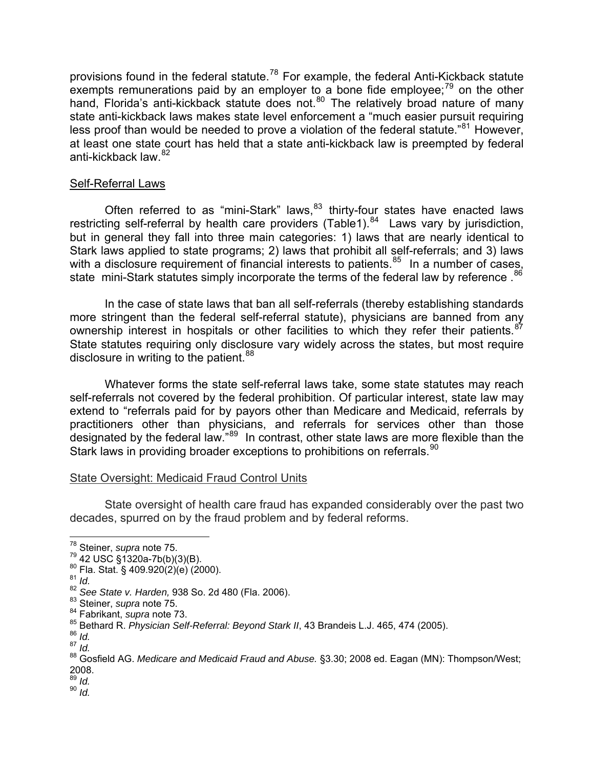provisions found in the federal statute.[78] For example, the federal Anti-Kickback statute exempts remunerations paid by an employer to a bone fide employee;[79] on the other hand, Florida's anti-kickback statute does not.[80] The relatively broad nature of many state anti-kickback laws makes state level enforcement a "much easier pursuit requiring less proof than would be needed to prove a violation of the federal statute."[81] However, at least one state court has held that a state anti-kickback law is preempted by federal anti-kickback law.[82]

<u>Self-Referral Laws</u>

Often referred to as "mini-Stark" laws,[83] thirty-four states have enacted laws restricting self-referral by health care providers (Table1).[84] Laws vary by jurisdiction, but in general they fall into three main categories: 1) laws that are nearly identical to Stark laws applied to state programs; 2) laws that prohibit all self-referrals; and 3) laws with a disclosure requirement of financial interests to patients.[85] In a number of cases, state mini-Stark statutes simply incorporate the terms of the federal law by reference .[86]

In the case of state laws that ban all self-referrals (thereby establishing standards more stringent than the federal self-referral statute), physicians are banned from any ownership interest in hospitals or other facilities to which they refer their patients.[87] State statutes requiring only disclosure vary widely across the states, but most require disclosure in writing to the patient.[88]

Whatever forms the state self-referral laws take, some state statutes may reach self-referrals not covered by the federal prohibition. Of particular interest, state law may extend to "referrals paid for by payors other than Medicare and Medicaid, referrals by practitioners other than physicians, and referrals for services other than those designated by the federal law."[89] In contrast, other state laws are more flexible than the Stark laws in providing broader exceptions to prohibitions on referrals.[90]

<u>State Oversight: Medicaid Fraud Control Units</u>

State oversight of health care fraud has expanded considerably over the past two decades, spurred on by the fraud problem and by federal reforms.

---

[78] Steiner, *supra* note 75.
[79] 42 USC §1320a-7b(b)(3)(B).
[80] Fla. Stat. § 409.920(2)(e) (2000).
[81] *Id.*
[82] *See State v. Harden,* 938 So. 2d 480 (Fla. 2006).
[83] Steiner, *supra* note 75.
[84] Fabrikant, *supra* note 73.
[85] Bethard R. *Physician Self-Referral: Beyond Stark II*, 43 Brandeis L.J. 465, 474 (2005).
[86] *Id.*
[87] *Id.*
[88] Gosfield AG. *Medicare and Medicaid Fraud and Abuse.* §3.30; 2008 ed. Eagan (MN): Thompson/West; 2008.
[89] *Id.*
[90] *Id.*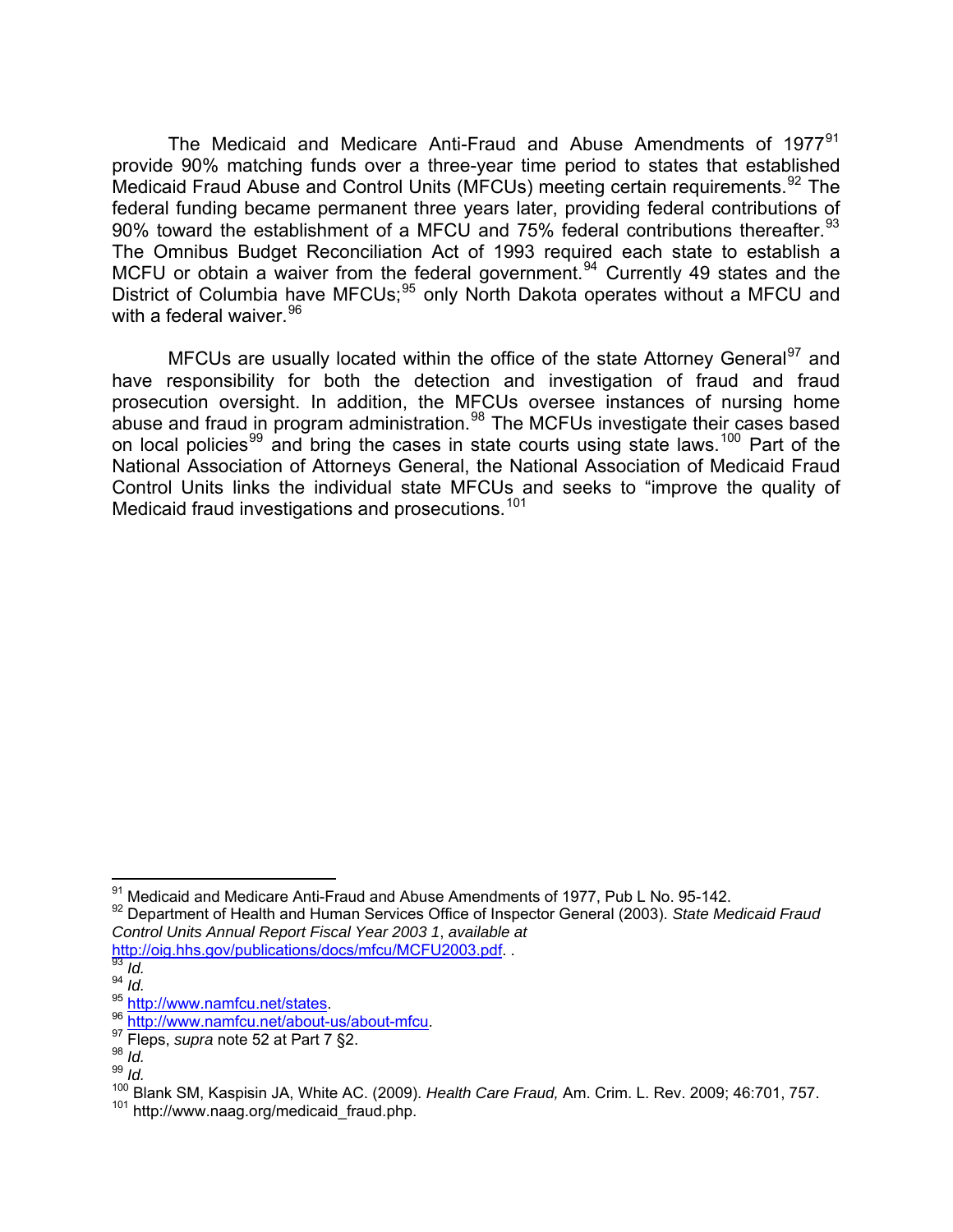The Medicaid and Medicare Anti-Fraud and Abuse Amendments of 1977[91] provide 90% matching funds over a three-year time period to states that established Medicaid Fraud Abuse and Control Units (MFCUs) meeting certain requirements.[92] The federal funding became permanent three years later, providing federal contributions of 90% toward the establishment of a MFCU and 75% federal contributions thereafter.[93] The Omnibus Budget Reconciliation Act of 1993 required each state to establish a MCFU or obtain a waiver from the federal government.[94] Currently 49 states and the District of Columbia have MFCUs;[95] only North Dakota operates without a MFCU and with a federal waiver.[96]

MFCUs are usually located within the office of the state Attorney General[97] and have responsibility for both the detection and investigation of fraud and fraud prosecution oversight. In addition, the MFCUs oversee instances of nursing home abuse and fraud in program administration.[98] The MCFUs investigate their cases based on local policies[99] and bring the cases in state courts using state laws.[100] Part of the National Association of Attorneys General, the National Association of Medicaid Fraud Control Units links the individual state MFCUs and seeks to "improve the quality of Medicaid fraud investigations and prosecutions.[101]

---

[91] Medicaid and Medicare Anti-Fraud and Abuse Amendments of 1977, Pub L No. 95-142.

[92] Department of Health and Human Services Office of Inspector General (2003). *State Medicaid Fraud Control Units Annual Report Fiscal Year 2003 1*, *available at* http://oig.hhs.gov/publications/docs/mfcu/MCFU2003.pdf. .

[93] *Id.*

[94] *Id.*

[95] http://www.namfcu.net/states.

[96] http://www.namfcu.net/about-us/about-mfcu.

[97] Fleps, *supra* note 52 at Part 7 §2.

[98] *Id.*

[99] *Id.*

[100] Blank SM, Kaspisin JA, White AC. (2009). *Health Care Fraud,* Am. Crim. L. Rev. 2009; 46:701, 757.

[101] http://www.naag.org/medicaid_fraud.php.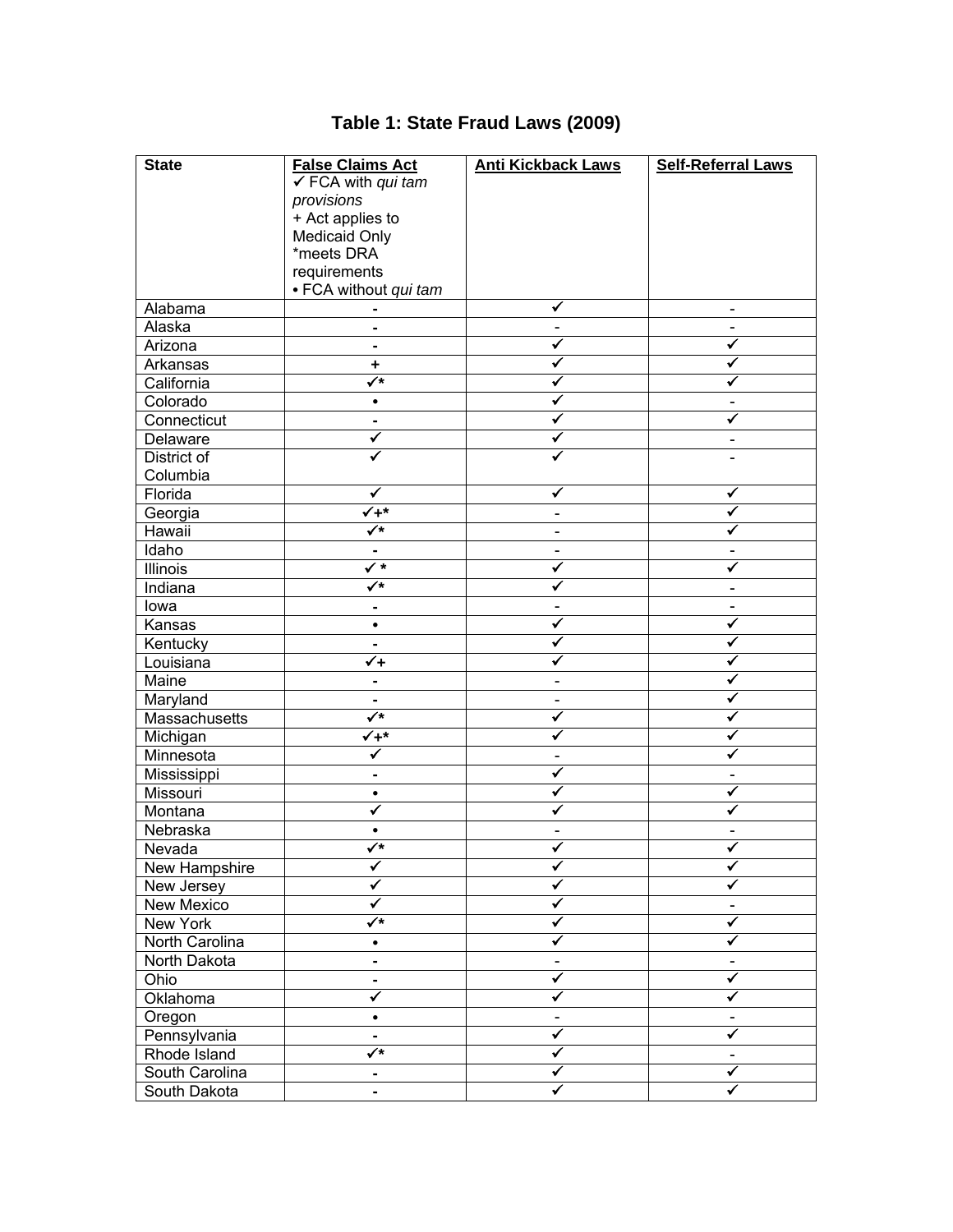# Table 1: State Fraud Laws (2009)

| State | False Claims Act<br>✓ FCA with *qui tam provisions*<br>+ Act applies to Medicaid Only<br>*meets DRA requirements<br>• FCA without *qui tam* | Anti Kickback Laws | Self-Referral Laws |
|---|---|---|---|
| Alabama | - | ✓ | - |
| Alaska | - | - | - |
| Arizona | - | ✓ | ✓ |
| Arkansas | + | ✓ | ✓ |
| California | ✓* | ✓ | ✓ |
| Colorado | • | ✓ | - |
| Connecticut | - | ✓ | ✓ |
| Delaware | ✓ | ✓ | - |
| District of Columbia | ✓ | ✓ | - |
| Florida | ✓ | ✓ | ✓ |
| Georgia | ✓+* | - | ✓ |
| Hawaii | ✓* | - | ✓ |
| Idaho | - | - | - |
| Illinois | ✓ * | ✓ | ✓ |
| Indiana | ✓* | ✓ | - |
| Iowa | - | - | - |
| Kansas | • | ✓ | ✓ |
| Kentucky | - | ✓ | ✓ |
| Louisiana | ✓+ | ✓ | ✓ |
| Maine | - | - | ✓ |
| Maryland | - | - | ✓ |
| Massachusetts | ✓* | ✓ | ✓ |
| Michigan | ✓+* | ✓ | ✓ |
| Minnesota | ✓ | - | ✓ |
| Mississippi | - | ✓ | - |
| Missouri | • | ✓ | ✓ |
| Montana | ✓ | ✓ | ✓ |
| Nebraska | • | - | - |
| Nevada | ✓* | ✓ | ✓ |
| New Hampshire | ✓ | ✓ | ✓ |
| New Jersey | ✓ | ✓ | ✓ |
| New Mexico | ✓ | ✓ | - |
| New York | ✓* | ✓ | ✓ |
| North Carolina | • | ✓ | ✓ |
| North Dakota | - | - | - |
| Ohio | - | ✓ | ✓ |
| Oklahoma | ✓ | ✓ | ✓ |
| Oregon | • | - | - |
| Pennsylvania | - | ✓ | ✓ |
| Rhode Island | ✓* | ✓ | - |
| South Carolina | - | ✓ | ✓ |
| South Dakota | - | ✓ | ✓ |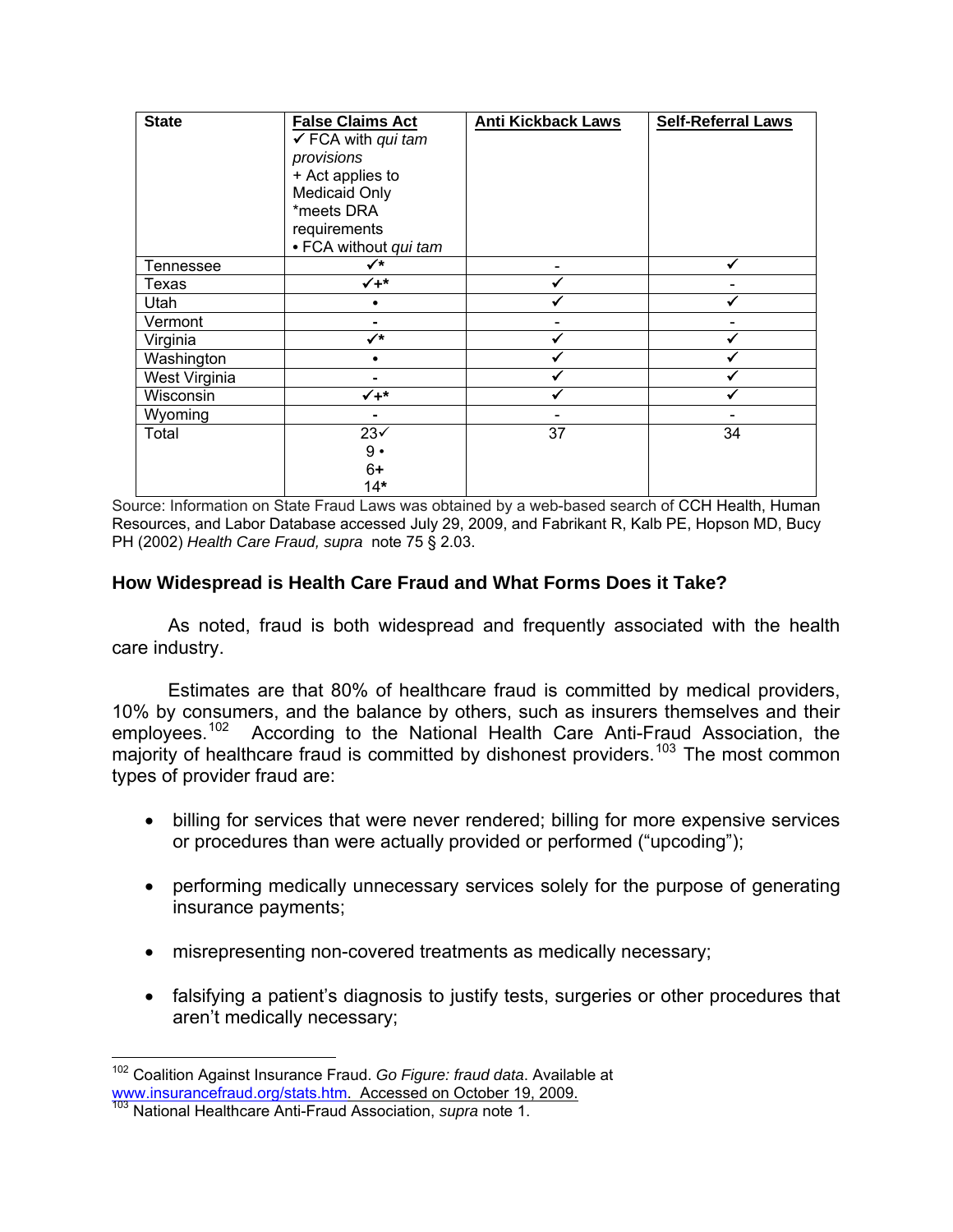| State | **False Claims Act** ✓ FCA with *qui tam provisions* + Act applies to Medicaid Only *meets DRA requirements • FCA without *qui tam* | **Anti Kickback Laws** | **Self-Referral Laws** |
|---|---|---|---|
| Tennessee | ✓* | - | ✓ |
| Texas | ✓+* | ✓ | - |
| Utah | • | ✓ | ✓ |
| Vermont | - | - | - |
| Virginia | ✓* | ✓ | ✓ |
| Washington | • | ✓ | ✓ |
| West Virginia | - | ✓ | ✓ |
| Wisconsin | ✓+* | ✓ | ✓ |
| Wyoming | - | - | - |
| Total | 23✓ 9 • 6+ 14* | 37 | 34 |

Source: Information on State Fraud Laws was obtained by a web-based search of CCH Health, Human Resources, and Labor Database accessed July 29, 2009, and Fabrikant R, Kalb PE, Hopson MD, Bucy PH (2002) *Health Care Fraud, supra* note 75 § 2.03.

### How Widespread is Health Care Fraud and What Forms Does it Take?

As noted, fraud is both widespread and frequently associated with the health care industry.

Estimates are that 80% of healthcare fraud is committed by medical providers, 10% by consumers, and the balance by others, such as insurers themselves and their employees.[102] According to the National Health Care Anti-Fraud Association, the majority of healthcare fraud is committed by dishonest providers.[103] The most common types of provider fraud are:

- billing for services that were never rendered; billing for more expensive services or procedures than were actually provided or performed ("upcoding");
- performing medically unnecessary services solely for the purpose of generating insurance payments;
- misrepresenting non-covered treatments as medically necessary;
- falsifying a patient's diagnosis to justify tests, surgeries or other procedures that aren't medically necessary;

---

[102] Coalition Against Insurance Fraud. *Go Figure: fraud data*. Available at www.insurancefraud.org/stats.htm. Accessed on October 19, 2009.

[103] National Healthcare Anti-Fraud Association, *supra* note 1.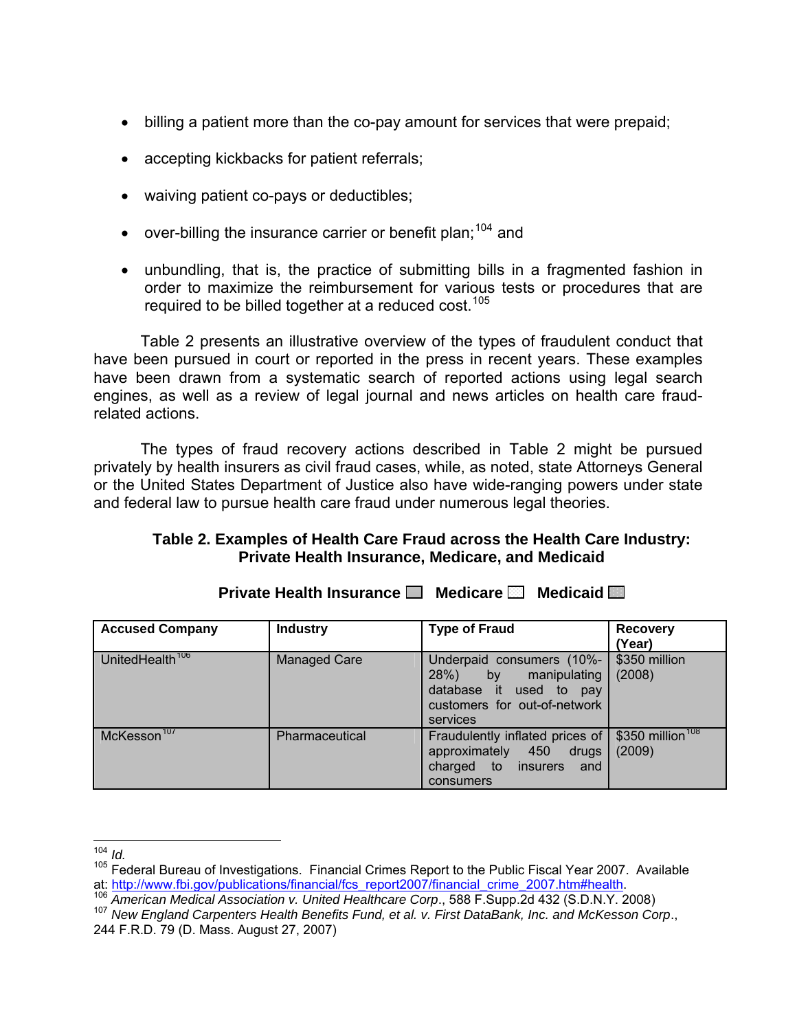- billing a patient more than the co-pay amount for services that were prepaid;
- accepting kickbacks for patient referrals;
- waiving patient co-pays or deductibles;
- over-billing the insurance carrier or benefit plan;[104] and
- unbundling, that is, the practice of submitting bills in a fragmented fashion in order to maximize the reimbursement for various tests or procedures that are required to be billed together at a reduced cost.[105]

Table 2 presents an illustrative overview of the types of fraudulent conduct that have been pursued in court or reported in the press in recent years. These examples have been drawn from a systematic search of reported actions using legal search engines, as well as a review of legal journal and news articles on health care fraud-related actions.

The types of fraud recovery actions described in Table 2 might be pursued privately by health insurers as civil fraud cases, while, as noted, state Attorneys General or the United States Department of Justice also have wide-ranging powers under state and federal law to pursue health care fraud under numerous legal theories.

**Table 2. Examples of Health Care Fraud across the Health Care Industry: Private Health Insurance, Medicare, and Medicaid**

**Private Health Insurance ☐ Medicare ☐ Medicaid ☐**

| Accused Company | Industry | Type of Fraud | Recovery (Year) |
|---|---|---|---|
| UnitedHealth[106] | Managed Care | Underpaid consumers (10%-28%) by manipulating database it used to pay customers for out-of-network services | $350 million (2008) |
| McKesson[107] | Pharmaceutical | Fraudulently inflated prices of approximately 450 drugs charged to insurers and consumers | $350 million[108] (2009) |

---

[104] *Id.*

[105] Federal Bureau of Investigations. Financial Crimes Report to the Public Fiscal Year 2007. Available at: http://www.fbi.gov/publications/financial/fcs_report2007/financial_crime_2007.htm#health.

[106] *American Medical Association v. United Healthcare Corp*., 588 F.Supp.2d 432 (S.D.N.Y. 2008)

[107] *New England Carpenters Health Benefits Fund, et al. v. First DataBank, Inc. and McKesson Corp*., 244 F.R.D. 79 (D. Mass. August 27, 2007)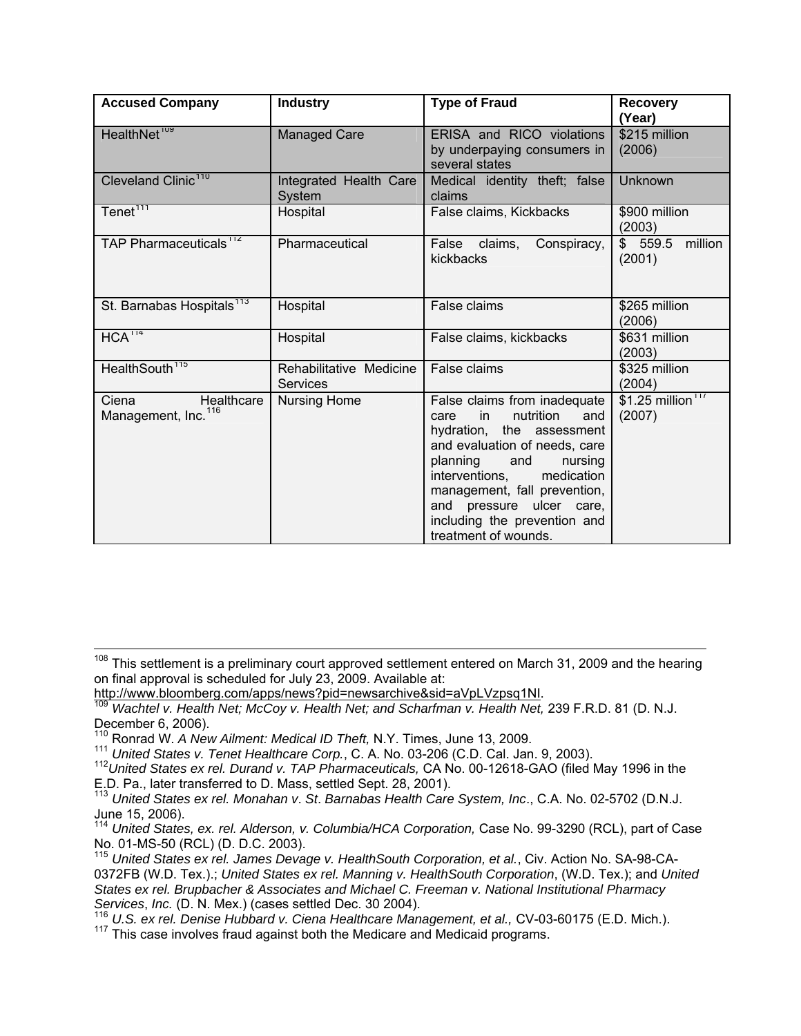| Accused Company | Industry | Type of Fraud | Recovery (Year) |
|---|---|---|---|
| HealthNet[109] | Managed Care | ERISA and RICO violations by underpaying consumers in several states | $215 million (2006) |
| Cleveland Clinic[110] | Integrated Health Care System | Medical identity theft; false claims | Unknown |
| Tenet[111] | Hospital | False claims, Kickbacks | $900 million (2003) |
| TAP Pharmaceuticals[112] | Pharmaceutical | False claims, Conspiracy, kickbacks | $ 559.5 million (2001) |
| St. Barnabas Hospitals[113] | Hospital | False claims | $265 million (2006) |
| HCA[114] | Hospital | False claims, kickbacks | $631 million (2003) |
| HealthSouth[115] | Rehabilitative Medicine Services | False claims | $325 million (2004) |
| Ciena Healthcare Management, Inc.[116] | Nursing Home | False claims from inadequate care in nutrition and hydration, the assessment and evaluation of needs, care planning and nursing interventions, medication management, fall prevention, and pressure ulcer care, including the prevention and treatment of wounds. | $1.25 million[117] (2007) |

---

[108] This settlement is a preliminary court approved settlement entered on March 31, 2009 and the hearing on final approval is scheduled for July 23, 2009. Available at: http://www.bloomberg.com/apps/news?pid=newsarchive&sid=aVpLVzpsq1NI.

[109] *Wachtel v. Health Net; McCoy v. Health Net; and Scharfman v. Health Net,* 239 F.R.D. 81 (D. N.J. December 6, 2006).

[110] Ronrad W. *A New Ailment: Medical ID Theft,* N.Y. Times, June 13, 2009.

[111] *United States v. Tenet Healthcare Corp.*, C. A. No. 03-206 (C.D. Cal. Jan. 9, 2003).

[112] *United States ex rel. Durand v. TAP Pharmaceuticals,* CA No. 00-12618-GAO (filed May 1996 in the E.D. Pa., later transferred to D. Mass, settled Sept. 28, 2001).

[113] *United States ex rel. Monahan v. St. Barnabas Health Care System, Inc*., C.A. No. 02-5702 (D.N.J. June 15, 2006).

[114] *United States, ex. rel. Alderson, v. Columbia/HCA Corporation,* Case No. 99-3290 (RCL), part of Case No. 01-MS-50 (RCL) (D. D.C. 2003).

[115] *United States ex rel. James Devage v. HealthSouth Corporation, et al.*, Civ. Action No. SA-98-CA-0372FB (W.D. Tex.).; *United States ex rel. Manning v. HealthSouth Corporation*, (W.D. Tex.); and *United States ex rel. Brupbacher & Associates and Michael C. Freeman v. National Institutional Pharmacy Services*, *Inc.* (D. N. Mex.) (cases settled Dec. 30 2004).

[116] *U.S. ex rel. Denise Hubbard v. Ciena Healthcare Management, et al.,* CV-03-60175 (E.D. Mich.).

[117] This case involves fraud against both the Medicare and Medicaid programs.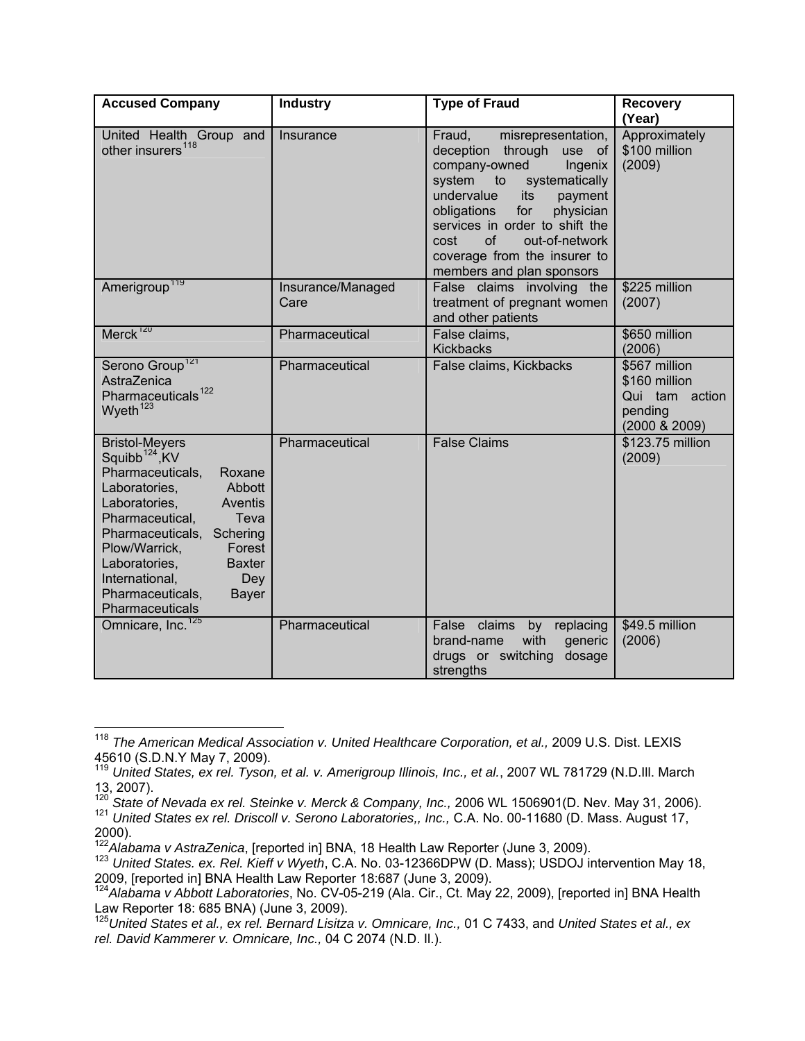| Accused Company | Industry | Type of Fraud | Recovery (Year) |
| --- | --- | --- | --- |
| United Health Group and other insurers[118] | Insurance | Fraud, misrepresentation, deception through use of company-owned Ingenix system to systematically undervalue its payment obligations for physician services in order to shift the cost of out-of-network coverage from the insurer to members and plan sponsors | Approximately $100 million (2009) |
| Amerigroup[119] | Insurance/Managed Care | False claims involving the treatment of pregnant women and other patients | $225 million (2007) |
| Merck[120] | Pharmaceutical | False claims, Kickbacks | $650 million (2006) |
| Serono Group[121] AstraZenica Pharmaceuticals[122] Wyeth[123] | Pharmaceutical | False claims, Kickbacks | $567 million $160 million Qui tam action pending (2000 & 2009) |
| Bristol-Meyers Squibb[124], KV Pharmaceuticals, Roxane Laboratories, Abbott Laboratories, Aventis Pharmaceutical, Teva Pharmaceuticals, Schering Plow/Warrick, Forest Laboratories, Baxter International, Dey Pharmaceuticals, Bayer Pharmaceuticals | Pharmaceutical | False Claims | $123.75 million (2009) |
| Omnicare, Inc.[125] | Pharmaceutical | False claims by replacing brand-name with generic drugs or switching dosage strengths | $49.5 million (2006) |

---

[118] *The American Medical Association v. United Healthcare Corporation, et al.,* 2009 U.S. Dist. LEXIS 45610 (S.D.N.Y May 7, 2009).

[119] *United States, ex rel. Tyson, et al. v. Amerigroup Illinois, Inc., et al.*, 2007 WL 781729 (N.D.Ill. March 13, 2007).

[120] *State of Nevada ex rel. Steinke v. Merck & Company, Inc.,* 2006 WL 1506901(D. Nev. May 31, 2006).

[121] *United States ex rel. Driscoll v. Serono Laboratories,, Inc.,* C.A. No. 00-11680 (D. Mass. August 17, 2000).

[122] *Alabama v AstraZenica*, [reported in] BNA, 18 Health Law Reporter (June 3, 2009).

[123] *United States. ex. Rel. Kieff v Wyeth*, C.A. No. 03-12366DPW (D. Mass); USDOJ intervention May 18, 2009, [reported in] BNA Health Law Reporter 18:687 (June 3, 2009).

[124] *Alabama v Abbott Laboratories*, No. CV-05-219 (Ala. Cir., Ct. May 22, 2009), [reported in] BNA Health Law Reporter 18: 685 BNA) (June 3, 2009).

[125] *United States et al., ex rel. Bernard Lisitza v. Omnicare, Inc.,* 01 C 7433, and *United States et al., ex rel. David Kammerer v. Omnicare, Inc.,* 04 C 2074 (N.D. Il.).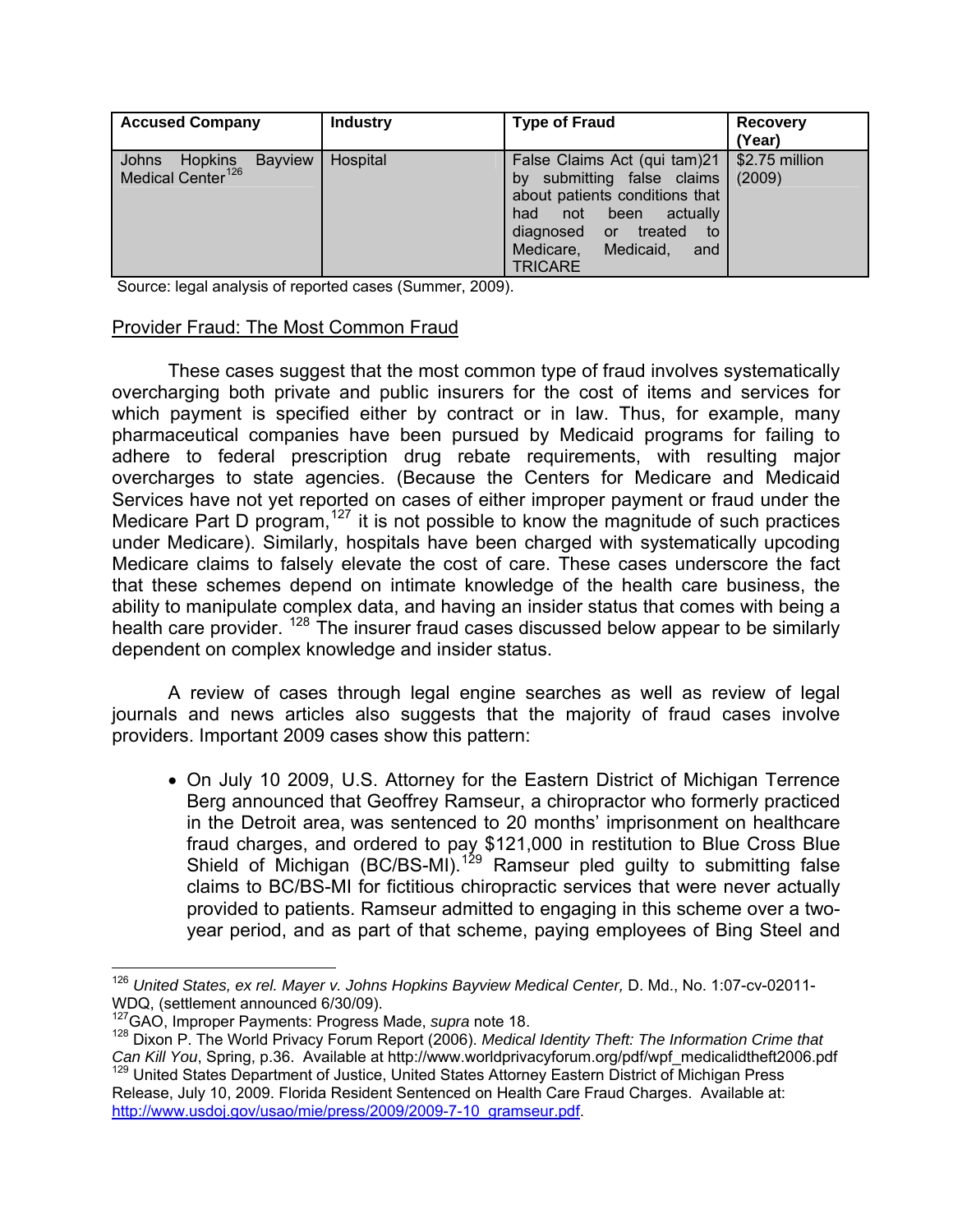| Accused Company | Industry | Type of Fraud | Recovery (Year) |
| --- | --- | --- | --- |
| Johns Hopkins Bayview Medical Center[126] | Hospital | False Claims Act (qui tam)21 by submitting false claims about patients conditions that had not been actually diagnosed or treated to Medicare, Medicaid, and TRICARE | $2.75 million (2009) |

Source: legal analysis of reported cases (Summer, 2009).

## Provider Fraud: The Most Common Fraud

These cases suggest that the most common type of fraud involves systematically overcharging both private and public insurers for the cost of items and services for which payment is specified either by contract or in law. Thus, for example, many pharmaceutical companies have been pursued by Medicaid programs for failing to adhere to federal prescription drug rebate requirements, with resulting major overcharges to state agencies. (Because the Centers for Medicare and Medicaid Services have not yet reported on cases of either improper payment or fraud under the Medicare Part D program,[127] it is not possible to know the magnitude of such practices under Medicare). Similarly, hospitals have been charged with systematically upcoding Medicare claims to falsely elevate the cost of care. These cases underscore the fact that these schemes depend on intimate knowledge of the health care business, the ability to manipulate complex data, and having an insider status that comes with being a health care provider. [128] The insurer fraud cases discussed below appear to be similarly dependent on complex knowledge and insider status.

A review of cases through legal engine searches as well as review of legal journals and news articles also suggests that the majority of fraud cases involve providers. Important 2009 cases show this pattern:

- On July 10 2009, U.S. Attorney for the Eastern District of Michigan Terrence Berg announced that Geoffrey Ramseur, a chiropractor who formerly practiced in the Detroit area, was sentenced to 20 months' imprisonment on healthcare fraud charges, and ordered to pay $121,000 in restitution to Blue Cross Blue Shield of Michigan (BC/BS-MI).[129] Ramseur pled guilty to submitting false claims to BC/BS-MI for fictitious chiropractic services that were never actually provided to patients. Ramseur admitted to engaging in this scheme over a two-year period, and as part of that scheme, paying employees of Bing Steel and

[126] *United States, ex rel. Mayer v. Johns Hopkins Bayview Medical Center,* D. Md., No. 1:07-cv-02011-WDQ, (settlement announced 6/30/09).

[127] GAO, Improper Payments: Progress Made, *supra* note 18.

[128] Dixon P. The World Privacy Forum Report (2006). *Medical Identity Theft: The Information Crime that Can Kill You*, Spring, p.36. Available at http://www.worldprivacyforum.org/pdf/wpf_medicalidtheft2006.pdf

[129] United States Department of Justice, United States Attorney Eastern District of Michigan Press Release, July 10, 2009. Florida Resident Sentenced on Health Care Fraud Charges. Available at: http://www.usdoj.gov/usao/mie/press/2009/2009-7-10_gramseur.pdf.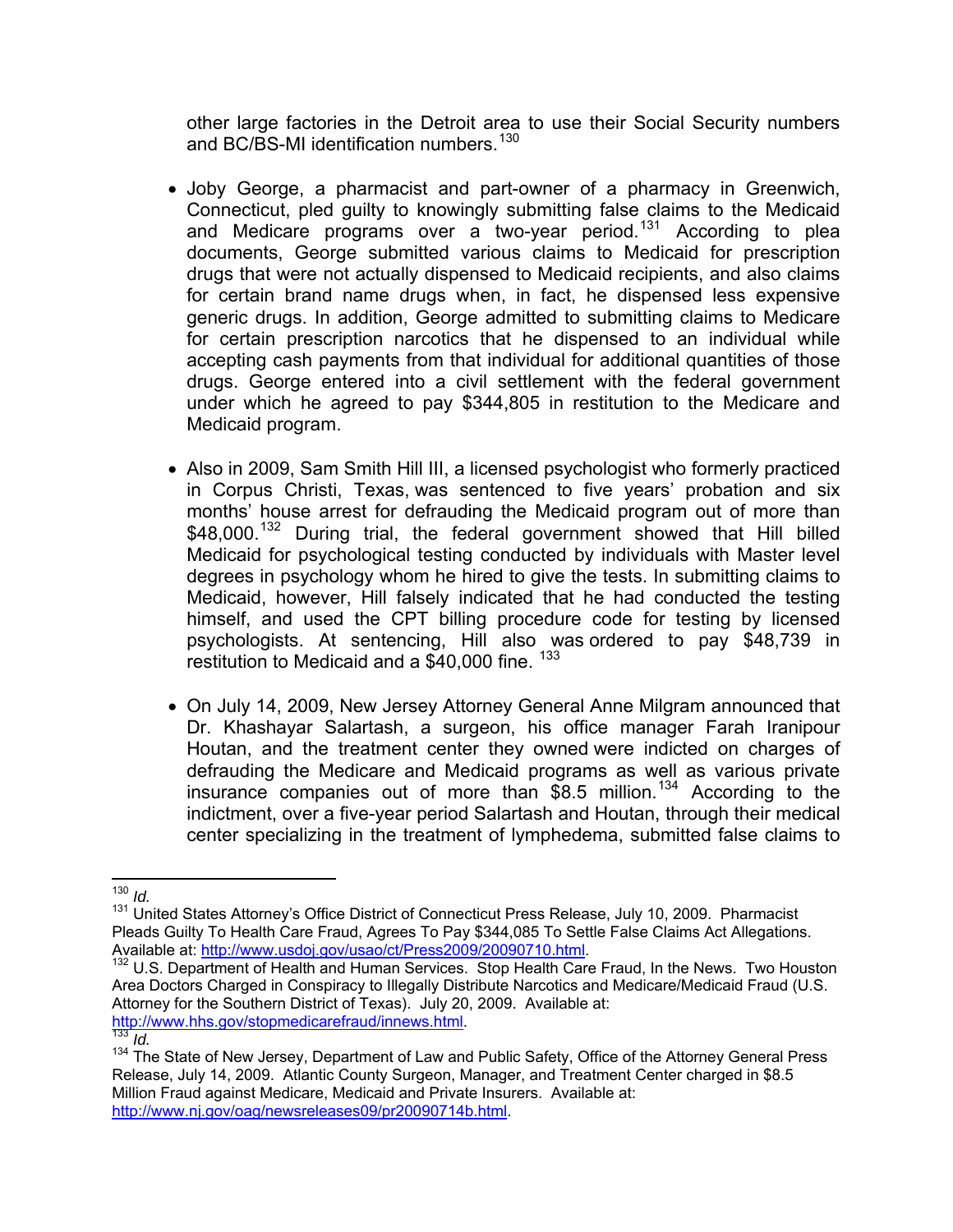other large factories in the Detroit area to use their Social Security numbers and BC/BS-MI identification numbers.[130]

- Joby George, a pharmacist and part-owner of a pharmacy in Greenwich, Connecticut, pled guilty to knowingly submitting false claims to the Medicaid and Medicare programs over a two-year period.[131] According to plea documents, George submitted various claims to Medicaid for prescription drugs that were not actually dispensed to Medicaid recipients, and also claims for certain brand name drugs when, in fact, he dispensed less expensive generic drugs. In addition, George admitted to submitting claims to Medicare for certain prescription narcotics that he dispensed to an individual while accepting cash payments from that individual for additional quantities of those drugs. George entered into a civil settlement with the federal government under which he agreed to pay $344,805 in restitution to the Medicare and Medicaid program.

- Also in 2009, Sam Smith Hill III, a licensed psychologist who formerly practiced in Corpus Christi, Texas, was sentenced to five years' probation and six months' house arrest for defrauding the Medicaid program out of more than $48,000.[132] During trial, the federal government showed that Hill billed Medicaid for psychological testing conducted by individuals with Master level degrees in psychology whom he hired to give the tests. In submitting claims to Medicaid, however, Hill falsely indicated that he had conducted the testing himself, and used the CPT billing procedure code for testing by licensed psychologists. At sentencing, Hill also was ordered to pay $48,739 in restitution to Medicaid and a $40,000 fine. [133]

- On July 14, 2009, New Jersey Attorney General Anne Milgram announced that Dr. Khashayar Salartash, a surgeon, his office manager Farah Iranipour Houtan, and the treatment center they owned were indicted on charges of defrauding the Medicare and Medicaid programs as well as various private insurance companies out of more than $8.5 million.[134] According to the indictment, over a five-year period Salartash and Houtan, through their medical center specializing in the treatment of lymphedema, submitted false claims to

---

[130] *Id.*

[131] United States Attorney's Office District of Connecticut Press Release, July 10, 2009. Pharmacist Pleads Guilty To Health Care Fraud, Agrees To Pay $344,085 To Settle False Claims Act Allegations. Available at: http://www.usdoj.gov/usao/ct/Press2009/20090710.html.

[132] U.S. Department of Health and Human Services. Stop Health Care Fraud, In the News. Two Houston Area Doctors Charged in Conspiracy to Illegally Distribute Narcotics and Medicare/Medicaid Fraud (U.S. Attorney for the Southern District of Texas). July 20, 2009. Available at: http://www.hhs.gov/stopmedicarefraud/innews.html.

[133] *Id.*

[134] The State of New Jersey, Department of Law and Public Safety, Office of the Attorney General Press Release, July 14, 2009. Atlantic County Surgeon, Manager, and Treatment Center charged in $8.5 Million Fraud against Medicare, Medicaid and Private Insurers. Available at: http://www.nj.gov/oag/newsreleases09/pr20090714b.html.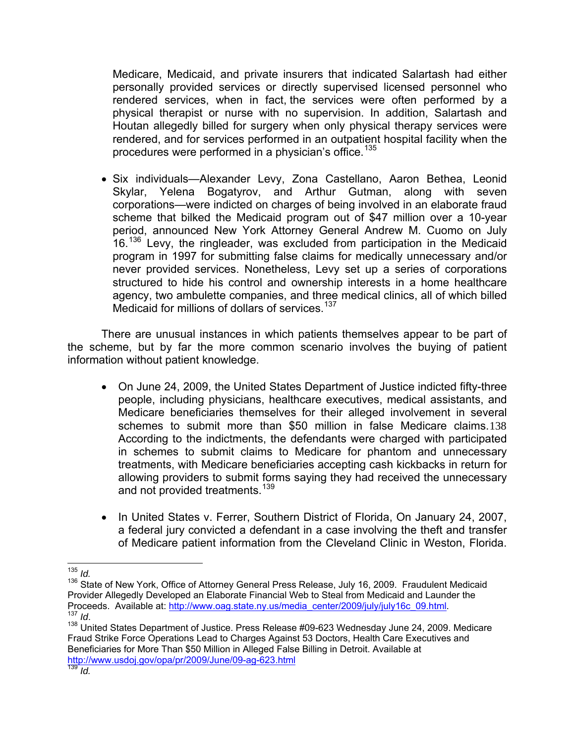Medicare, Medicaid, and private insurers that indicated Salartash had either personally provided services or directly supervised licensed personnel who rendered services, when in fact, the services were often performed by a physical therapist or nurse with no supervision. In addition, Salartash and Houtan allegedly billed for surgery when only physical therapy services were rendered, and for services performed in an outpatient hospital facility when the procedures were performed in a physician's office.[135]

- Six individuals—Alexander Levy, Zona Castellano, Aaron Bethea, Leonid Skylar, Yelena Bogatyrov, and Arthur Gutman, along with seven corporations—were indicted on charges of being involved in an elaborate fraud scheme that bilked the Medicaid program out of $47 million over a 10-year period, announced New York Attorney General Andrew M. Cuomo on July 16.[136] Levy, the ringleader, was excluded from participation in the Medicaid program in 1997 for submitting false claims for medically unnecessary and/or never provided services. Nonetheless, Levy set up a series of corporations structured to hide his control and ownership interests in a home healthcare agency, two ambulette companies, and three medical clinics, all of which billed Medicaid for millions of dollars of services.[137]

There are unusual instances in which patients themselves appear to be part of the scheme, but by far the more common scenario involves the buying of patient information without patient knowledge.

- On June 24, 2009, the United States Department of Justice indicted fifty-three people, including physicians, healthcare executives, medical assistants, and Medicare beneficiaries themselves for their alleged involvement in several schemes to submit more than $50 million in false Medicare claims.[138] According to the indictments, the defendants were charged with participated in schemes to submit claims to Medicare for phantom and unnecessary treatments, with Medicare beneficiaries accepting cash kickbacks in return for allowing providers to submit forms saying they had received the unnecessary and not provided treatments.[139]

- In United States v. Ferrer, Southern District of Florida, On January 24, 2007, a federal jury convicted a defendant in a case involving the theft and transfer of Medicare patient information from the Cleveland Clinic in Weston, Florida.

---

[135] *Id.*

[136] State of New York, Office of Attorney General Press Release, July 16, 2009. Fraudulent Medicaid Provider Allegedly Developed an Elaborate Financial Web to Steal from Medicaid and Launder the Proceeds. Available at: http://www.oag.state.ny.us/media_center/2009/july/july16c_09.html.

[137] *Id*.

[138] United States Department of Justice. Press Release #09-623 Wednesday June 24, 2009. Medicare Fraud Strike Force Operations Lead to Charges Against 53 Doctors, Health Care Executives and Beneficiaries for More Than $50 Million in Alleged False Billing in Detroit. Available at http://www.usdoj.gov/opa/pr/2009/June/09-ag-623.html

[139] *Id.*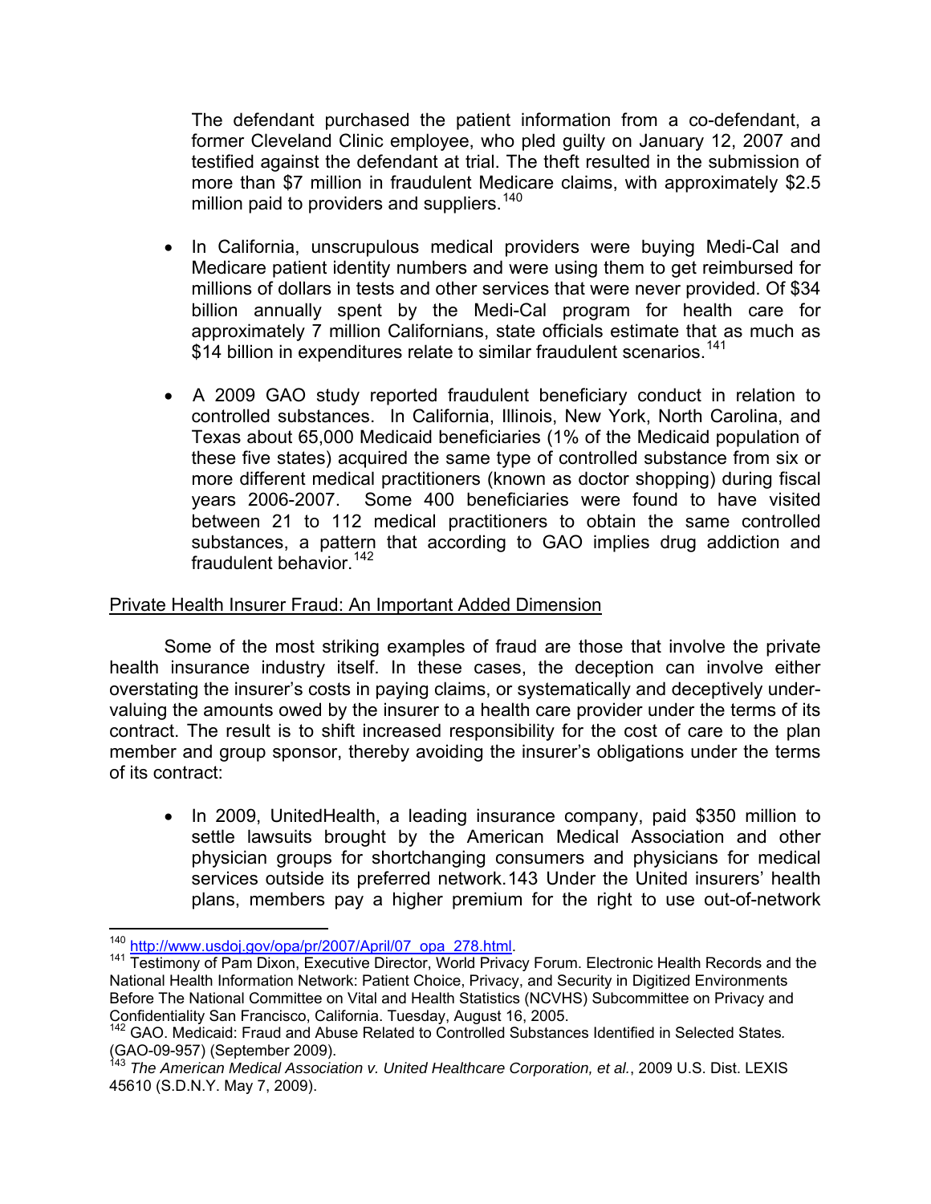The defendant purchased the patient information from a co-defendant, a former Cleveland Clinic employee, who pled guilty on January 12, 2007 and testified against the defendant at trial. The theft resulted in the submission of more than $7 million in fraudulent Medicare claims, with approximately $2.5 million paid to providers and suppliers.[140]

- In California, unscrupulous medical providers were buying Medi-Cal and Medicare patient identity numbers and were using them to get reimbursed for millions of dollars in tests and other services that were never provided. Of $34 billion annually spent by the Medi-Cal program for health care for approximately 7 million Californians, state officials estimate that as much as $14 billion in expenditures relate to similar fraudulent scenarios.[141]

- A 2009 GAO study reported fraudulent beneficiary conduct in relation to controlled substances. In California, Illinois, New York, North Carolina, and Texas about 65,000 Medicaid beneficiaries (1% of the Medicaid population of these five states) acquired the same type of controlled substance from six or more different medical practitioners (known as doctor shopping) during fiscal years 2006-2007. Some 400 beneficiaries were found to have visited between 21 to 112 medical practitioners to obtain the same controlled substances, a pattern that according to GAO implies drug addiction and fraudulent behavior.[142]

<u>Private Health Insurer Fraud: An Important Added Dimension</u>

Some of the most striking examples of fraud are those that involve the private health insurance industry itself. In these cases, the deception can involve either overstating the insurer's costs in paying claims, or systematically and deceptively under-valuing the amounts owed by the insurer to a health care provider under the terms of its contract. The result is to shift increased responsibility for the cost of care to the plan member and group sponsor, thereby avoiding the insurer's obligations under the terms of its contract:

- In 2009, UnitedHealth, a leading insurance company, paid $350 million to settle lawsuits brought by the American Medical Association and other physician groups for shortchanging consumers and physicians for medical services outside its preferred network.143 Under the United insurers' health plans, members pay a higher premium for the right to use out-of-network

---

[140] http://www.usdoj.gov/opa/pr/2007/April/07_opa_278.html.

[141] Testimony of Pam Dixon, Executive Director, World Privacy Forum. Electronic Health Records and the National Health Information Network: Patient Choice, Privacy, and Security in Digitized Environments Before The National Committee on Vital and Health Statistics (NCVHS) Subcommittee on Privacy and Confidentiality San Francisco, California. Tuesday, August 16, 2005.

[142] GAO. Medicaid: Fraud and Abuse Related to Controlled Substances Identified in Selected States. (GAO-09-957) (September 2009).

[143] *The American Medical Association v. United Healthcare Corporation, et al.*, 2009 U.S. Dist. LEXIS 45610 (S.D.N.Y. May 7, 2009).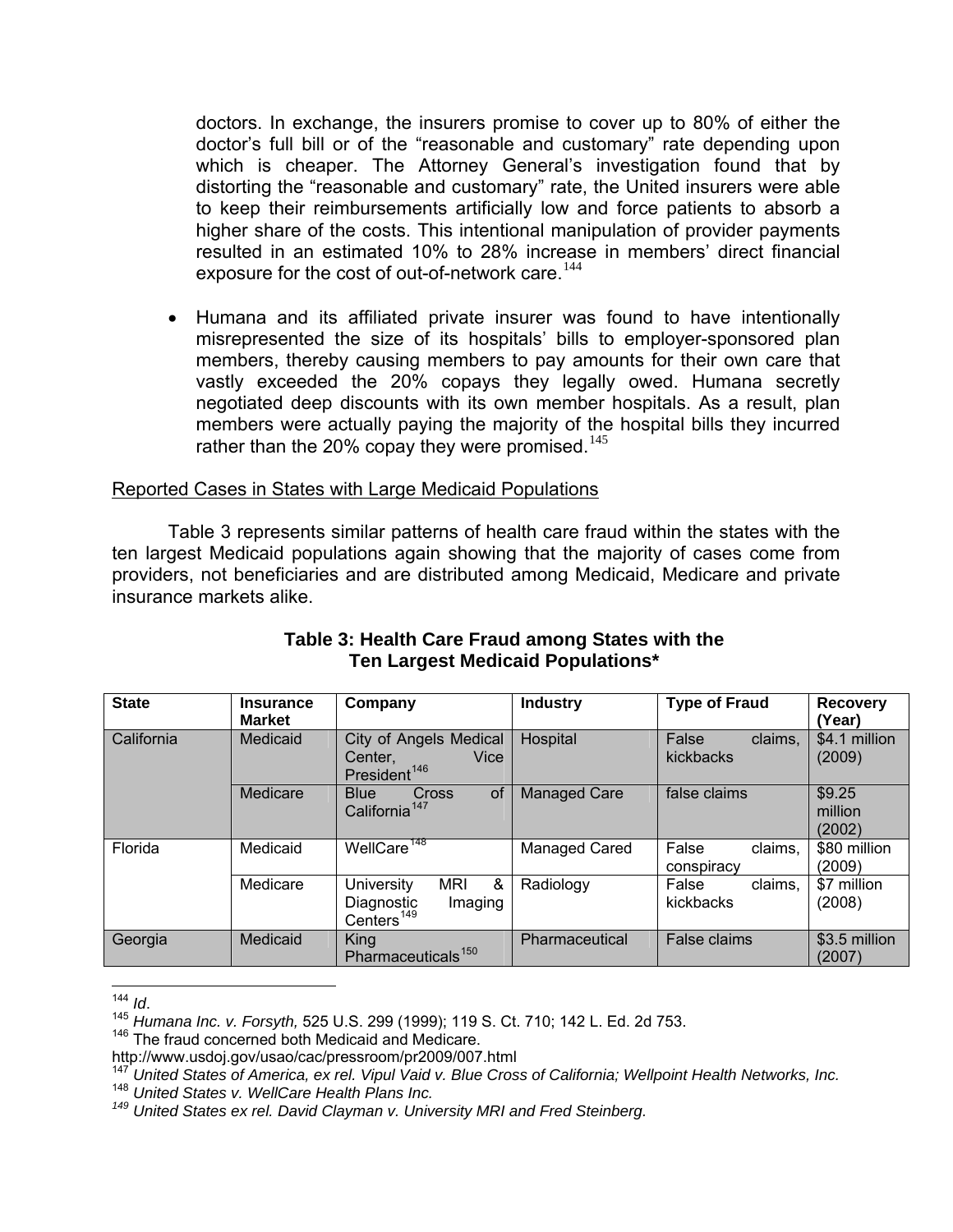doctors. In exchange, the insurers promise to cover up to 80% of either the doctor's full bill or of the "reasonable and customary" rate depending upon which is cheaper. The Attorney General's investigation found that by distorting the "reasonable and customary" rate, the United insurers were able to keep their reimbursements artificially low and force patients to absorb a higher share of the costs. This intentional manipulation of provider payments resulted in an estimated 10% to 28% increase in members' direct financial exposure for the cost of out-of-network care.[144]

- Humana and its affiliated private insurer was found to have intentionally misrepresented the size of its hospitals' bills to employer-sponsored plan members, thereby causing members to pay amounts for their own care that vastly exceeded the 20% copays they legally owed. Humana secretly negotiated deep discounts with its own member hospitals. As a result, plan members were actually paying the majority of the hospital bills they incurred rather than the 20% copay they were promised.[145]

Reported Cases in States with Large Medicaid Populations

Table 3 represents similar patterns of health care fraud within the states with the ten largest Medicaid populations again showing that the majority of cases come from providers, not beneficiaries and are distributed among Medicaid, Medicare and private insurance markets alike.

**Table 3: Health Care Fraud among States with the Ten Largest Medicaid Populations***

| State | Insurance Market | Company | Industry | Type of Fraud | Recovery (Year) |
|---|---|---|---|---|---|
| California | Medicaid | City of Angels Medical Center, Vice President[146] | Hospital | False claims, kickbacks | $4.1 million (2009) |
| | Medicare | Blue Cross of California[147] | Managed Care | false claims | $9.25 million (2002) |
| Florida | Medicaid | WellCare[148] | Managed Cared | False claims, conspiracy | $80 million (2009) |
| | Medicare | University MRI & Diagnostic Imaging Centers[149] | Radiology | False claims, kickbacks | $7 million (2008) |
| Georgia | Medicaid | King Pharmaceuticals[150] | Pharmaceutical | False claims | $3.5 million (2007) |

[144] *Id*.
[145] *Humana Inc. v. Forsyth,* 525 U.S. 299 (1999); 119 S. Ct. 710; 142 L. Ed. 2d 753.
[146] The fraud concerned both Medicaid and Medicare.
http://www.usdoj.gov/usao/cac/pressroom/pr2009/007.html
[147] *United States of America, ex rel. Vipul Vaid v. Blue Cross of California; Wellpoint Health Networks, Inc.*
[148] *United States v. WellCare Health Plans Inc.*
[149] *United States ex rel. David Clayman v. University MRI and Fred Steinberg.*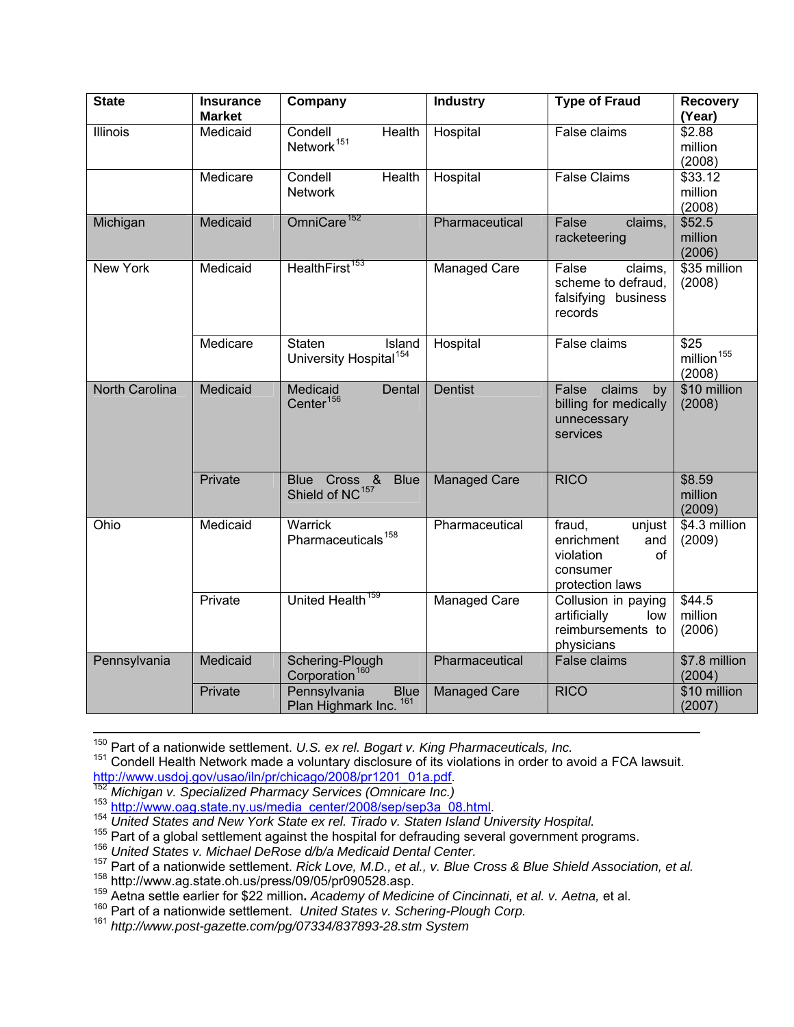| State | Insurance Market | Company | Industry | Type of Fraud | Recovery (Year) |
|---|---|---|---|---|---|
| Illinois | Medicaid | Condell Health Network[151] | Hospital | False claims | $2.88 million (2008) |
| | Medicare | Condell Health Network | Hospital | False Claims | $33.12 million (2008) |
| Michigan | Medicaid | OmniCare[152] | Pharmaceutical | False claims, racketeering | $52.5 million (2006) |
| New York | Medicaid | HealthFirst[153] | Managed Care | False claims, scheme to defraud, falsifying business records | $35 million (2008) |
| | Medicare | Staten Island University Hospital[154] | Hospital | False claims | $25 million[155] (2008) |
| North Carolina | Medicaid | Medicaid Dental Center[156] | Dentist | False claims by billing for medically unnecessary services | $10 million (2008) |
| | Private | Blue Cross & Blue Shield of NC[157] | Managed Care | RICO | $8.59 million (2009) |
| Ohio | Medicaid | Warrick Pharmaceuticals[158] | Pharmaceutical | fraud, unjust enrichment and violation of consumer protection laws | $4.3 million (2009) |
| | Private | United Health[159] | Managed Care | Collusion in paying artificially low reimbursements to physicians | $44.5 million (2006) |
| Pennsylvania | Medicaid | Schering-Plough Corporation[160] | Pharmaceutical | False claims | $7.8 million (2004) |
| | Private | Pennsylvania Blue Plan Highmark Inc. [161] | Managed Care | RICO | $10 million (2007) |

---

[150] Part of a nationwide settlement. *U.S. ex rel. Bogart v. King Pharmaceuticals, Inc.*

[151] Condell Health Network made a voluntary disclosure of its violations in order to avoid a FCA lawsuit. http://www.usdoj.gov/usao/iln/pr/chicago/2008/pr1201_01a.pdf.

[152] *Michigan v. Specialized Pharmacy Services (Omnicare Inc.)*

[153] http://www.oag.state.ny.us/media_center/2008/sep/sep3a_08.html.

[154] *United States and New York State ex rel. Tirado v. Staten Island University Hospital.*

[155] Part of a global settlement against the hospital for defrauding several government programs.

[156] *United States v. Michael DeRose d/b/a Medicaid Dental Center.*

[157] Part of a nationwide settlement. *Rick Love, M.D., et al., v. Blue Cross & Blue Shield Association, et al.*

[158] http://www.ag.state.oh.us/press/09/05/pr090528.asp.

[159] Aetna settle earlier for $22 million. *Academy of Medicine of Cincinnati, et al. v. Aetna,* et al.

[160] Part of a nationwide settlement. *United States v. Schering-Plough Corp.*

[161] *http://www.post-gazette.com/pg/07334/837893-28.stm System*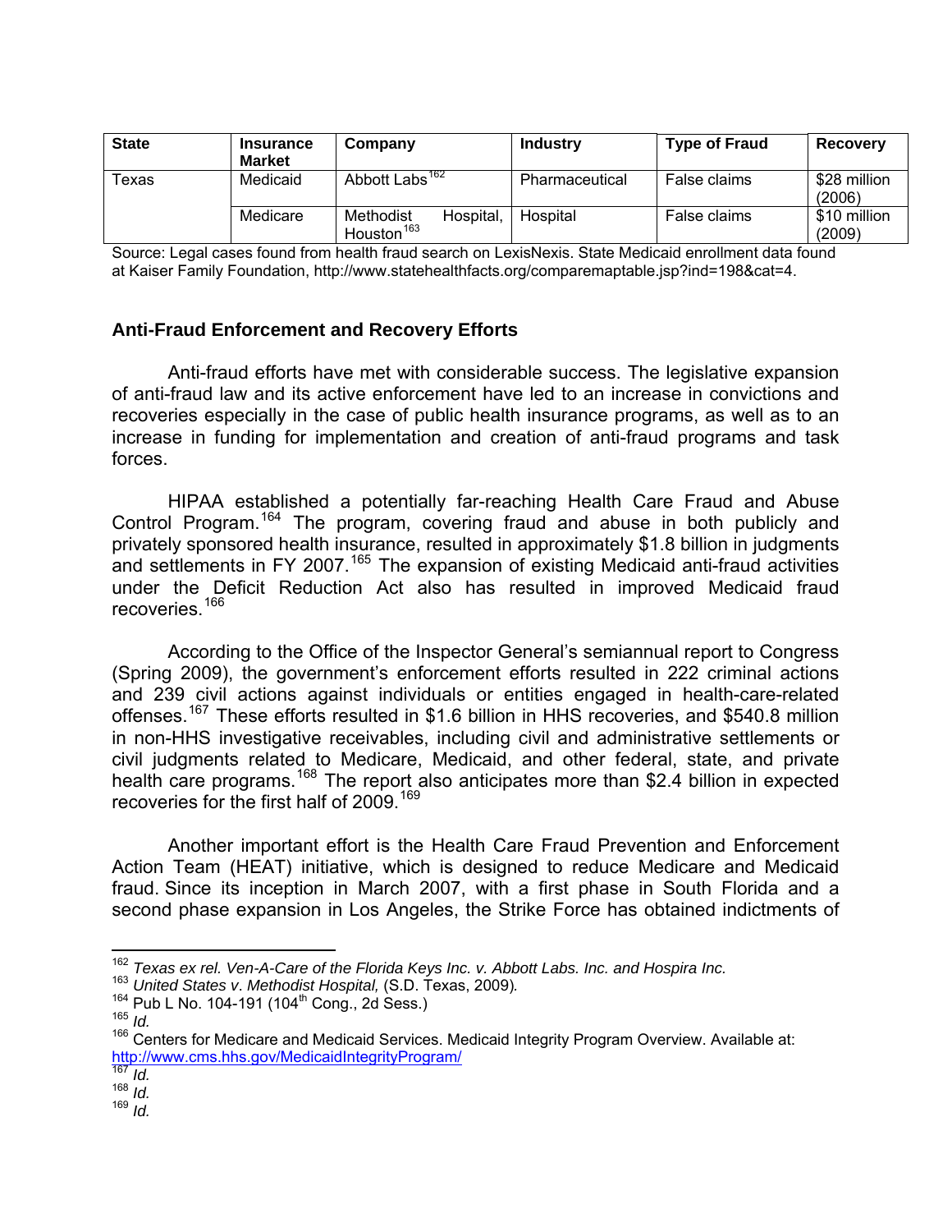| State | Insurance Market | Company | Industry | Type of Fraud | Recovery |
|---|---|---|---|---|---|
| Texas | Medicaid | Abbott Labs[162] | Pharmaceutical | False claims | $28 million (2006) |
| | Medicare | Methodist Hospital, Houston[163] | Hospital | False claims | $10 million (2009) |

Source: Legal cases found from health fraud search on LexisNexis. State Medicaid enrollment data found at Kaiser Family Foundation, http://www.statehealthfacts.org/comparemaptable.jsp?ind=198&cat=4.

## Anti-Fraud Enforcement and Recovery Efforts

Anti-fraud efforts have met with considerable success. The legislative expansion of anti-fraud law and its active enforcement have led to an increase in convictions and recoveries especially in the case of public health insurance programs, as well as to an increase in funding for implementation and creation of anti-fraud programs and task forces.

HIPAA established a potentially far-reaching Health Care Fraud and Abuse Control Program.[164] The program, covering fraud and abuse in both publicly and privately sponsored health insurance, resulted in approximately $1.8 billion in judgments and settlements in FY 2007.[165] The expansion of existing Medicaid anti-fraud activities under the Deficit Reduction Act also has resulted in improved Medicaid fraud recoveries.[166]

According to the Office of the Inspector General's semiannual report to Congress (Spring 2009), the government's enforcement efforts resulted in 222 criminal actions and 239 civil actions against individuals or entities engaged in health-care-related offenses.[167] These efforts resulted in $1.6 billion in HHS recoveries, and $540.8 million in non-HHS investigative receivables, including civil and administrative settlements or civil judgments related to Medicare, Medicaid, and other federal, state, and private health care programs.[168] The report also anticipates more than $2.4 billion in expected recoveries for the first half of 2009.[169]

Another important effort is the Health Care Fraud Prevention and Enforcement Action Team (HEAT) initiative, which is designed to reduce Medicare and Medicaid fraud. Since its inception in March 2007, with a first phase in South Florida and a second phase expansion in Los Angeles, the Strike Force has obtained indictments of

---

162 *Texas ex rel. Ven-A-Care of the Florida Keys Inc. v. Abbott Labs. Inc. and Hospira Inc.*

163 *United States v. Methodist Hospital,* (S.D. Texas, 2009).

164 Pub L No. 104-191 (104th Cong., 2d Sess.)

165 *Id.*

166 Centers for Medicare and Medicaid Services. Medicaid Integrity Program Overview. Available at: http://www.cms.hhs.gov/MedicaidIntegrityProgram/

167 *Id.*

168 *Id.*

169 *Id.*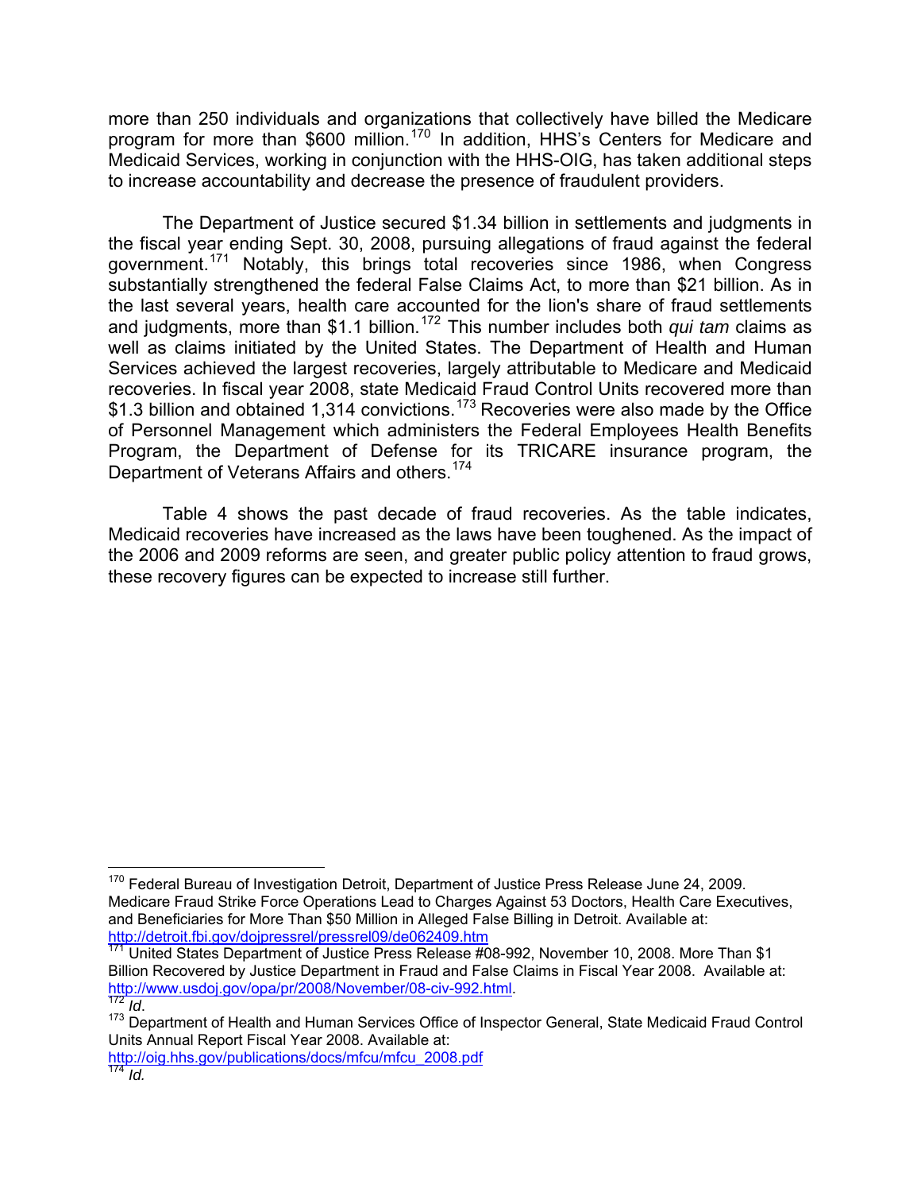more than 250 individuals and organizations that collectively have billed the Medicare program for more than $600 million.[170] In addition, HHS's Centers for Medicare and Medicaid Services, working in conjunction with the HHS-OIG, has taken additional steps to increase accountability and decrease the presence of fraudulent providers.

The Department of Justice secured $1.34 billion in settlements and judgments in the fiscal year ending Sept. 30, 2008, pursuing allegations of fraud against the federal government.[171] Notably, this brings total recoveries since 1986, when Congress substantially strengthened the federal False Claims Act, to more than $21 billion. As in the last several years, health care accounted for the lion's share of fraud settlements and judgments, more than $1.1 billion.[172] This number includes both *qui tam* claims as well as claims initiated by the United States. The Department of Health and Human Services achieved the largest recoveries, largely attributable to Medicare and Medicaid recoveries. In fiscal year 2008, state Medicaid Fraud Control Units recovered more than $1.3 billion and obtained 1,314 convictions.[173] Recoveries were also made by the Office of Personnel Management which administers the Federal Employees Health Benefits Program, the Department of Defense for its TRICARE insurance program, the Department of Veterans Affairs and others.[174]

Table 4 shows the past decade of fraud recoveries. As the table indicates, Medicaid recoveries have increased as the laws have been toughened. As the impact of the 2006 and 2009 reforms are seen, and greater public policy attention to fraud grows, these recovery figures can be expected to increase still further.

---

[170] Federal Bureau of Investigation Detroit, Department of Justice Press Release June 24, 2009. Medicare Fraud Strike Force Operations Lead to Charges Against 53 Doctors, Health Care Executives, and Beneficiaries for More Than $50 Million in Alleged False Billing in Detroit. Available at: http://detroit.fbi.gov/dojpressrel/pressrel09/de062409.htm

[171] United States Department of Justice Press Release #08-992, November 10, 2008. More Than $1 Billion Recovered by Justice Department in Fraud and False Claims in Fiscal Year 2008. Available at: http://www.usdoj.gov/opa/pr/2008/November/08-civ-992.html.

[172] *Id*.

[173] Department of Health and Human Services Office of Inspector General, State Medicaid Fraud Control Units Annual Report Fiscal Year 2008. Available at: http://oig.hhs.gov/publications/docs/mfcu/mfcu_2008.pdf

[174] *Id.*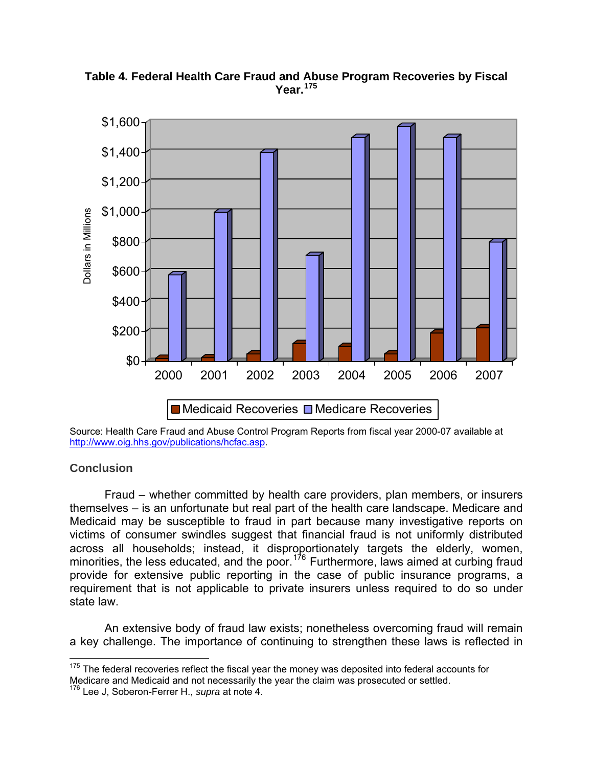**Table 4. Federal Health Care Fraud and Abuse Program Recoveries by Fiscal Year.**[175]

Dollars in Millions

$1,600
$1,400
$1,200
$1,000
$800
$600
$400
$200
$0

2000 2001 2002 2003 2004 2005 2006 2007

Medicaid Recoveries Medicare Recoveries

Source: Health Care Fraud and Abuse Control Program Reports from fiscal year 2000-07 available at http://www.oig.hhs.gov/publications/hcfac.asp.

### Conclusion

Fraud – whether committed by health care providers, plan members, or insurers themselves – is an unfortunate but real part of the health care landscape. Medicare and Medicaid may be susceptible to fraud in part because many investigative reports on victims of consumer swindles suggest that financial fraud is not uniformly distributed across all households; instead, it disproportionately targets the elderly, women, minorities, the less educated, and the poor.[176] Furthermore, laws aimed at curbing fraud provide for extensive public reporting in the case of public insurance programs, a requirement that is not applicable to private insurers unless required to do so under state law.

An extensive body of fraud law exists; nonetheless overcoming fraud will remain a key challenge. The importance of continuing to strengthen these laws is reflected in

---

[175] The federal recoveries reflect the fiscal year the money was deposited into federal accounts for Medicare and Medicaid and not necessarily the year the claim was prosecuted or settled.

[176] Lee J, Soberon-Ferrer H., *supra* at note 4.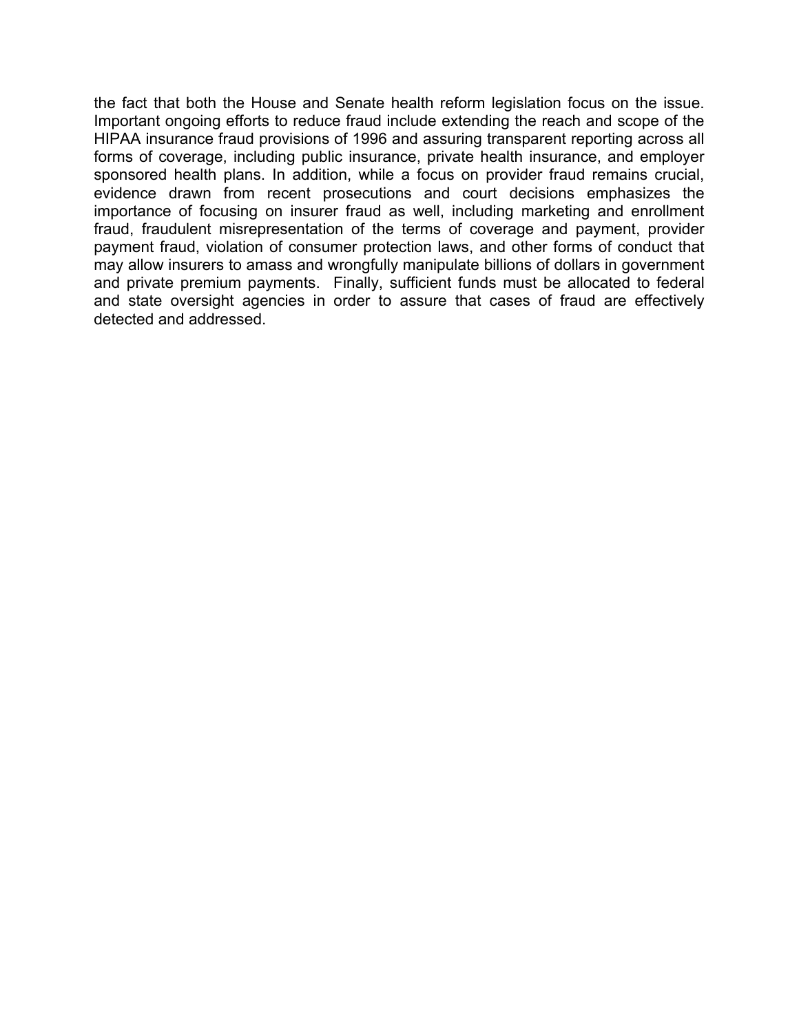the fact that both the House and Senate health reform legislation focus on the issue. Important ongoing efforts to reduce fraud include extending the reach and scope of the HIPAA insurance fraud provisions of 1996 and assuring transparent reporting across all forms of coverage, including public insurance, private health insurance, and employer sponsored health plans. In addition, while a focus on provider fraud remains crucial, evidence drawn from recent prosecutions and court decisions emphasizes the importance of focusing on insurer fraud as well, including marketing and enrollment fraud, fraudulent misrepresentation of the terms of coverage and payment, provider payment fraud, violation of consumer protection laws, and other forms of conduct that may allow insurers to amass and wrongfully manipulate billions of dollars in government and private premium payments. Finally, sufficient funds must be allocated to federal and state oversight agencies in order to assure that cases of fraud are effectively detected and addressed.